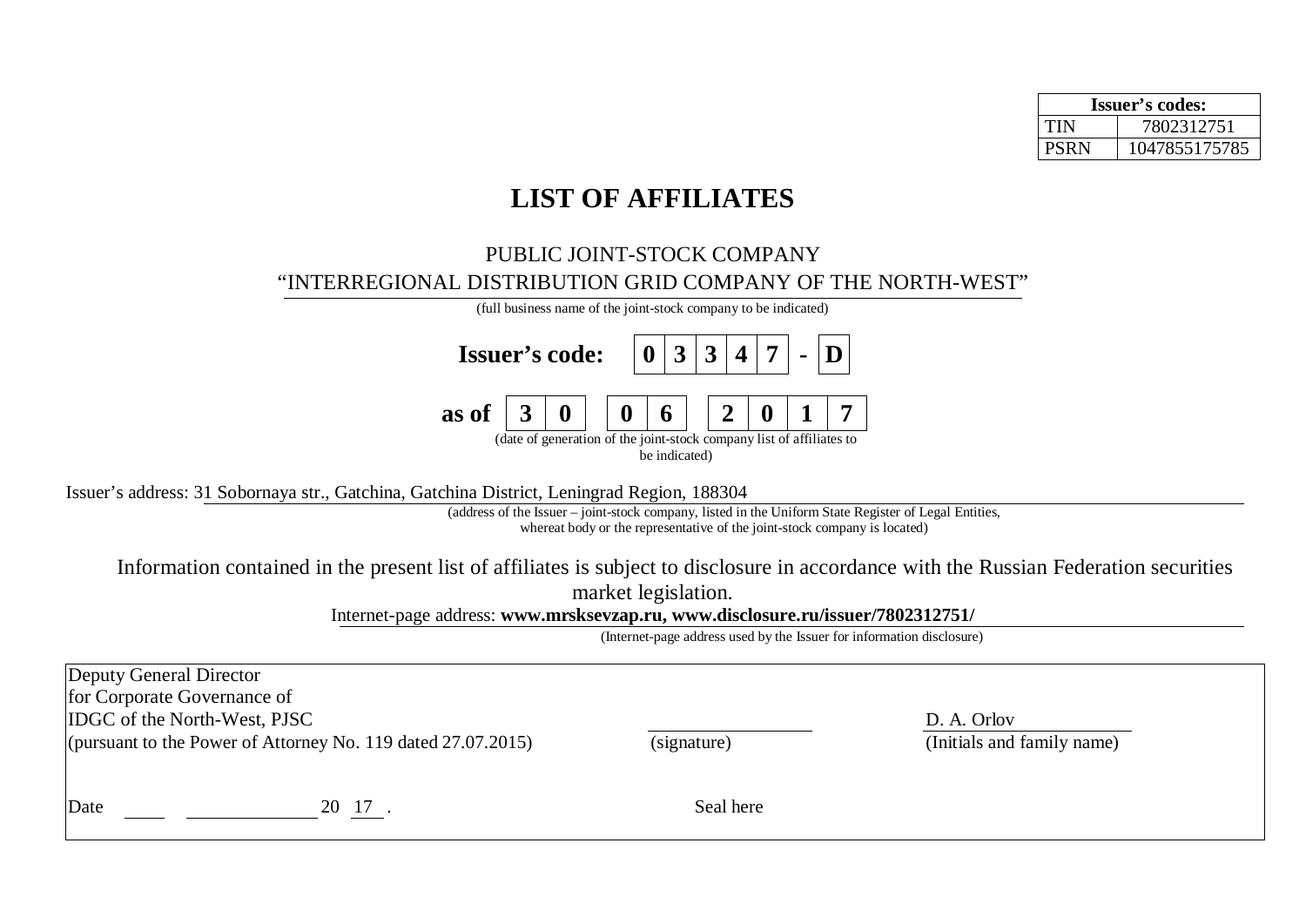| Issuer's codes: | |
|---|---|
| TIN | 7802312751 |
| PSRN | 1047855175785 |

# LIST OF AFFILIATES

PUBLIC JOINT-STOCK COMPANY
"INTERREGIONAL DISTRIBUTION GRID COMPANY OF THE NORTH-WEST"

(full business name of the joint-stock company to be indicated)

**Issuer's code: 0 3 3 4 7 - D**

**as of 3 0 0 6 2 0 1 7**

(date of generation of the joint-stock company list of affiliates to be indicated)

Issuer's address: 31 Sobornaya str., Gatchina, Gatchina District, Leningrad Region, 188304

(address of the Issuer – joint-stock company, listed in the Uniform State Register of Legal Entities, whereat body or the representative of the joint-stock company is located)

Information contained in the present list of affiliates is subject to disclosure in accordance with the Russian Federation securities market legislation.

Internet-page address: **www.mrsksevzap.ru, www.disclosure.ru/issuer/7802312751/**

(Internet-page address used by the Issuer for information disclosure)

| | | |
|---|---|---|
| Deputy General Director for Corporate Governance of IDGC of the North-West, PJSC (pursuant to the Power of Attorney No. 119 dated 27.07.2015) | (signature) | D. A. Orlov (Initials and family name) |
| Date ____ ____________ 20 17 . | Seal here | |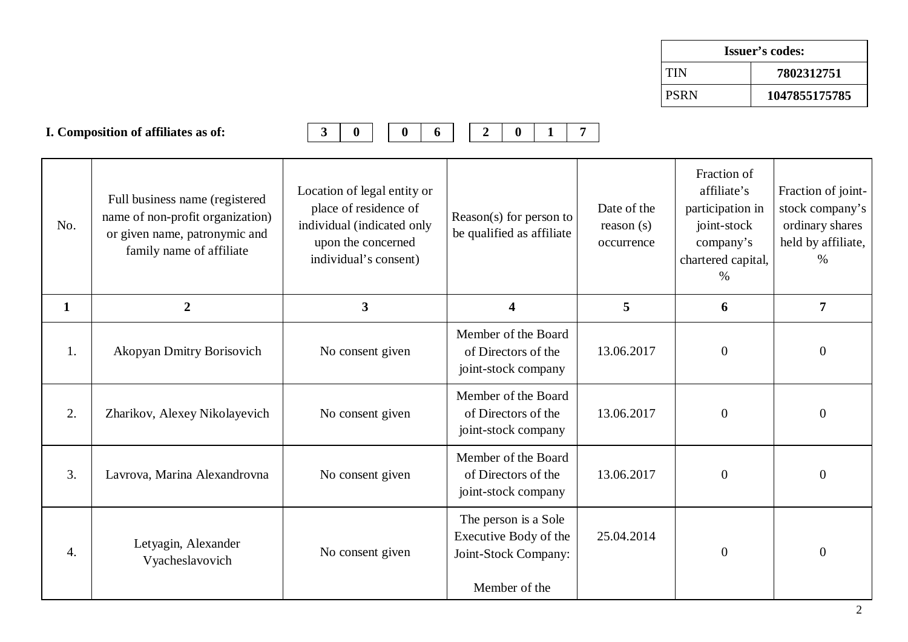| Issuer's codes: | |
|---|---|
| TIN | 7802312751 |
| PSRN | 1047855175785 |

**I. Composition of affiliates as of:** 30 06 2017

| No. | Full business name (registered name of non-profit organization) or given name, patronymic and family name of affiliate | Location of legal entity or place of residence of individual (indicated only upon the concerned individual's consent) | Reason(s) for person to be qualified as affiliate | Date of the reason (s) occurrence | Fraction of affiliate's participation in joint-stock company's chartered capital, % | Fraction of joint-stock company's ordinary shares held by affiliate, % |
|---|---|---|---|---|---|---|
| 1 | 2 | 3 | 4 | 5 | 6 | 7 |
| 1. | Akopyan Dmitry Borisovich | No consent given | Member of the Board of Directors of the joint-stock company | 13.06.2017 | 0 | 0 |
| 2. | Zharikov, Alexey Nikolayevich | No consent given | Member of the Board of Directors of the joint-stock company | 13.06.2017 | 0 | 0 |
| 3. | Lavrova, Marina Alexandrovna | No consent given | Member of the Board of Directors of the joint-stock company | 13.06.2017 | 0 | 0 |
| 4. | Letyagin, Alexander Vyacheslavovich | No consent given | The person is a Sole Executive Body of the Joint-Stock Company: <br><br> Member of the | 25.04.2014 | 0 | 0 |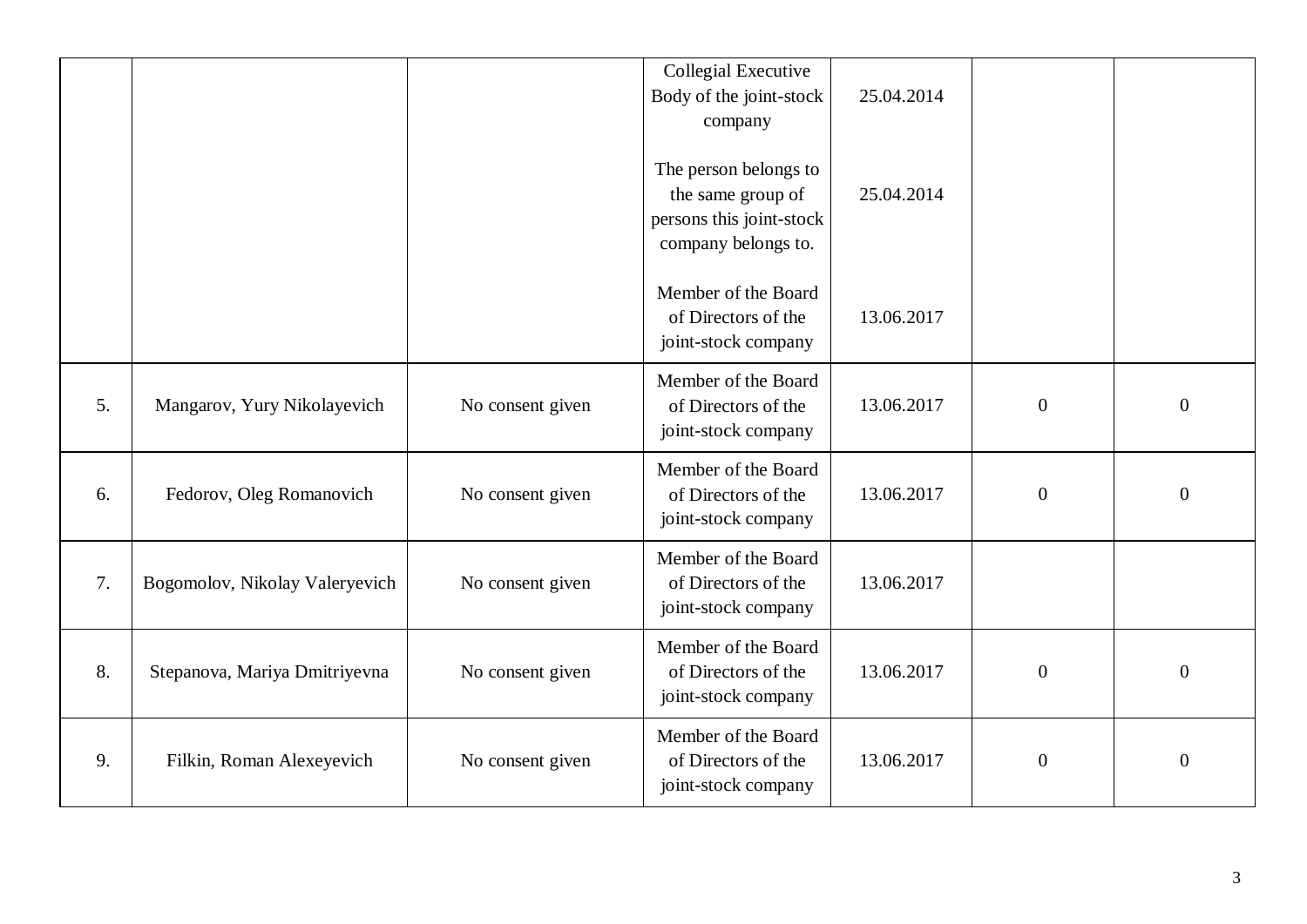| | | | | | | |
|---|---|---|---|---|---|---|
| | | | Collegial Executive Body of the joint-stock company<br><br>The person belongs to the same group of persons this joint-stock company belongs to.<br><br>Member of the Board of Directors of the joint-stock company | 25.04.2014<br><br>25.04.2014<br><br>13.06.2017 | | |
| 5. | Mangarov, Yury Nikolayevich | No consent given | Member of the Board of Directors of the joint-stock company | 13.06.2017 | 0 | 0 |
| 6. | Fedorov, Oleg Romanovich | No consent given | Member of the Board of Directors of the joint-stock company | 13.06.2017 | 0 | 0 |
| 7. | Bogomolov, Nikolay Valeryevich | No consent given | Member of the Board of Directors of the joint-stock company | 13.06.2017 | | |
| 8. | Stepanova, Mariya Dmitriyevna | No consent given | Member of the Board of Directors of the joint-stock company | 13.06.2017 | 0 | 0 |
| 9. | Filkin, Roman Alexeyevich | No consent given | Member of the Board of Directors of the joint-stock company | 13.06.2017 | 0 | 0 |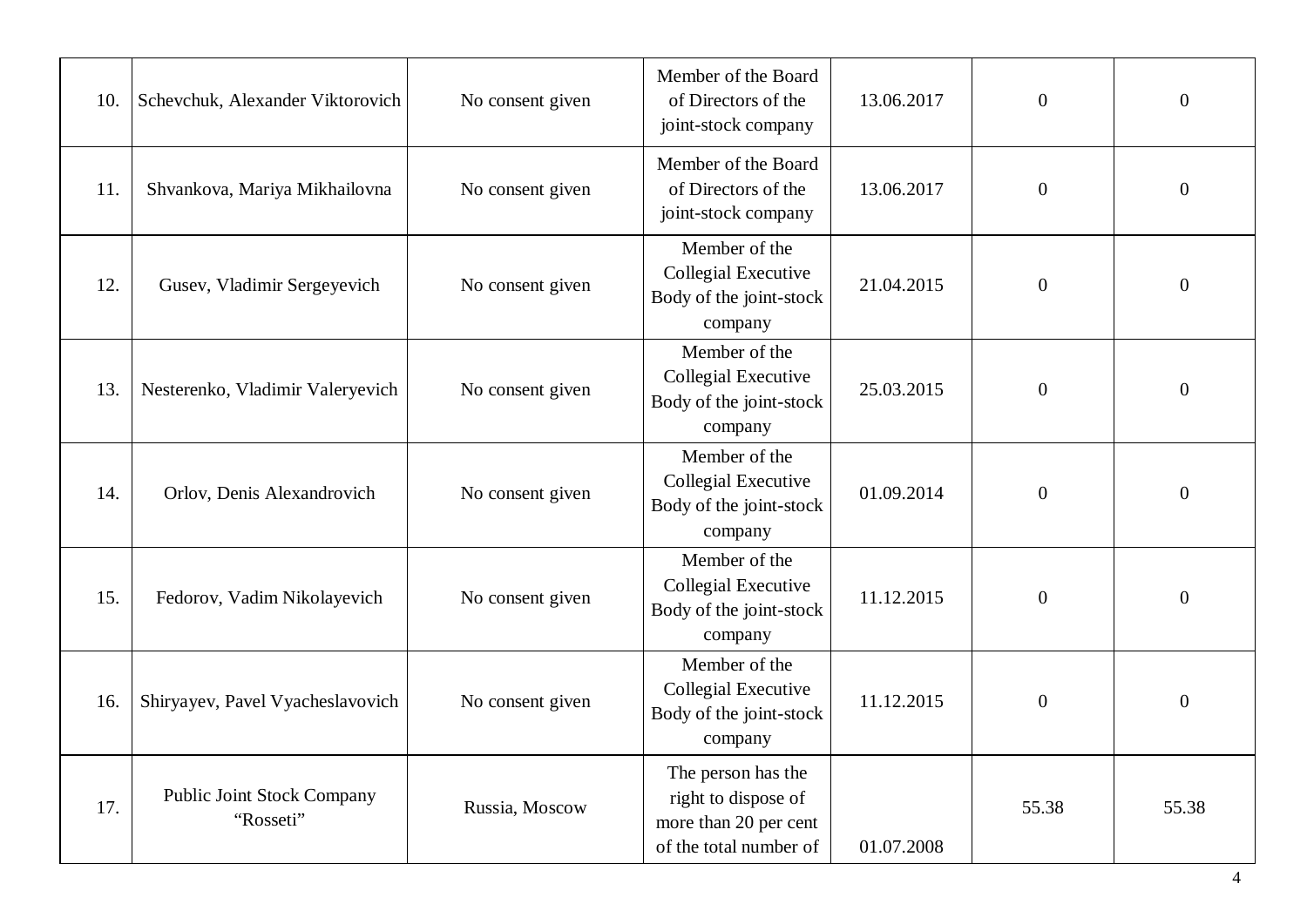| 10. | Schevchuk, Alexander Viktorovich | No consent given | Member of the Board of Directors of the joint-stock company | 13.06.2017 | 0 | 0 |
|---|---|---|---|---|---|---|
| 11. | Shvankova, Mariya Mikhailovna | No consent given | Member of the Board of Directors of the joint-stock company | 13.06.2017 | 0 | 0 |
| 12. | Gusev, Vladimir Sergeyevich | No consent given | Member of the Collegial Executive Body of the joint-stock company | 21.04.2015 | 0 | 0 |
| 13. | Nesterenko, Vladimir Valeryevich | No consent given | Member of the Collegial Executive Body of the joint-stock company | 25.03.2015 | 0 | 0 |
| 14. | Orlov, Denis Alexandrovich | No consent given | Member of the Collegial Executive Body of the joint-stock company | 01.09.2014 | 0 | 0 |
| 15. | Fedorov, Vadim Nikolayevich | No consent given | Member of the Collegial Executive Body of the joint-stock company | 11.12.2015 | 0 | 0 |
| 16. | Shiryayev, Pavel Vyacheslavovich | No consent given | Member of the Collegial Executive Body of the joint-stock company | 11.12.2015 | 0 | 0 |
| 17. | Public Joint Stock Company "Rosseti" | Russia, Moscow | The person has the right to dispose of more than 20 per cent of the total number of | 01.07.2008 | 55.38 | 55.38 |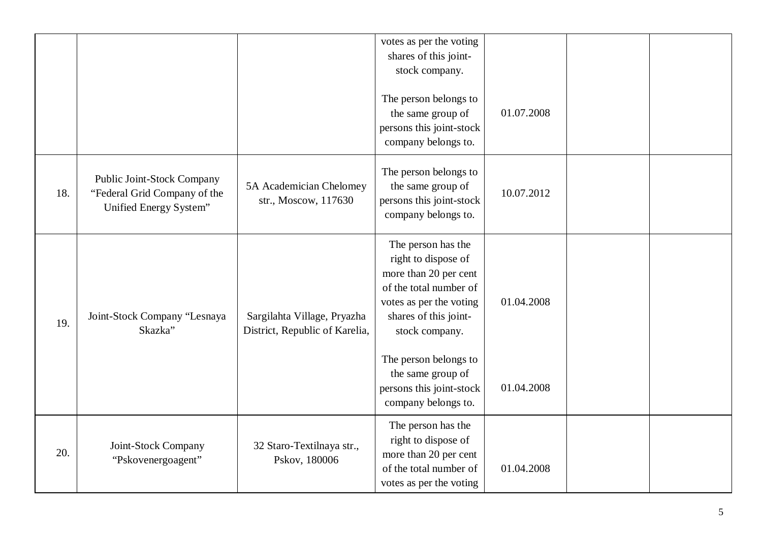| | | | | | | |
|---|---|---|---|---|---|---|
| | | | votes as per the voting shares of this joint-stock company.<br><br>The person belongs to the same group of persons this joint-stock company belongs to. | 01.07.2008 | | |
| 18. | Public Joint-Stock Company “Federal Grid Company of the Unified Energy System” | 5A Academician Chelomey str., Moscow, 117630 | The person belongs to the same group of persons this joint-stock company belongs to. | 10.07.2012 | | |
| 19. | Joint-Stock Company “Lesnaya Skazka” | Sargilahta Village, Pryazha District, Republic of Karelia, | The person has the right to dispose of more than 20 per cent of the total number of votes as per the voting shares of this joint-stock company.<br><br>The person belongs to the same group of persons this joint-stock company belongs to. | 01.04.2008<br><br>01.04.2008 | | |
| 20. | Joint-Stock Company “Pskovenergoagent” | 32 Staro-Textilnaya str., Pskov, 180006 | The person has the right to dispose of more than 20 per cent of the total number of votes as per the voting | 01.04.2008 | | |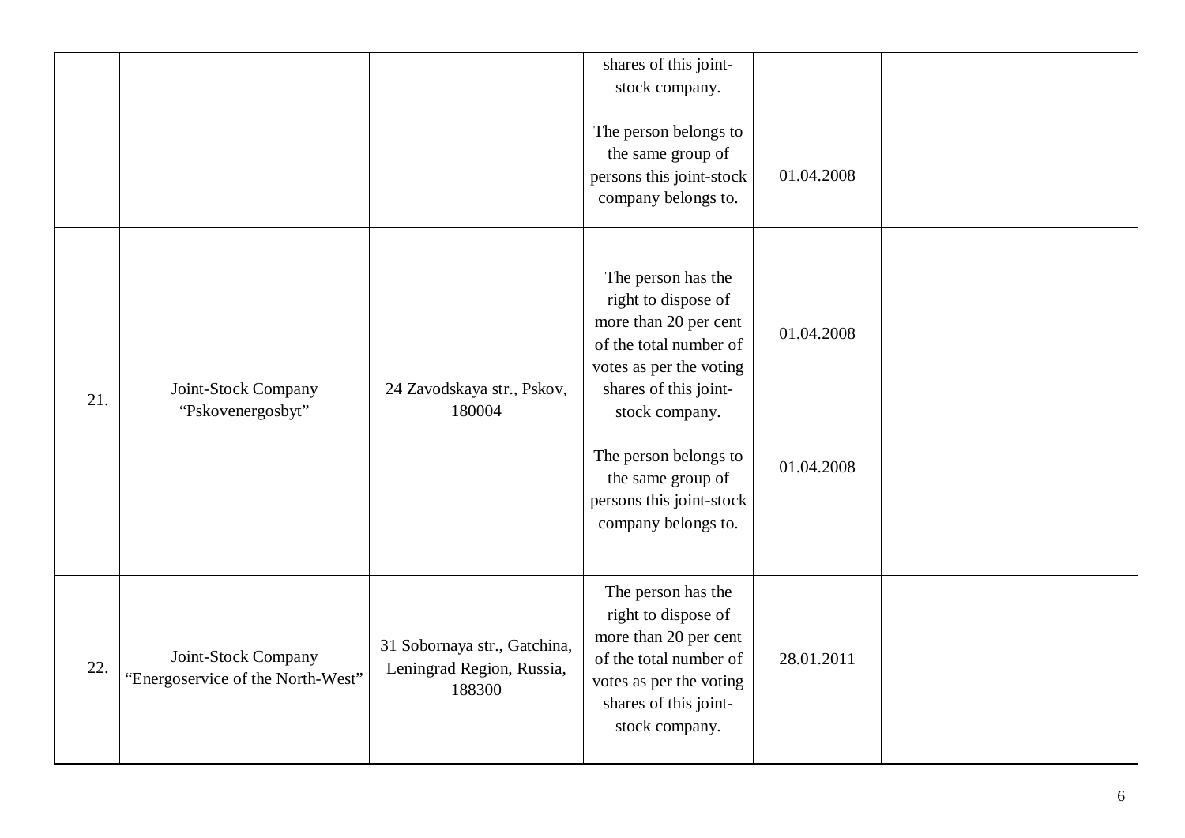| | | | | | | |
|---|---|---|---|---|---|---|
| | | | shares of this joint-stock company.<br><br>The person belongs to the same group of persons this joint-stock company belongs to. | 01.04.2008 | | |
| 21. | Joint-Stock Company "Pskovenergosbyt" | 24 Zavodskaya str., Pskov, 180004 | The person has the right to dispose of more than 20 per cent of the total number of votes as per the voting shares of this joint-stock company.<br><br>The person belongs to the same group of persons this joint-stock company belongs to. | 01.04.2008<br><br>01.04.2008 | | |
| 22. | Joint-Stock Company "Energoservice of the North-West" | 31 Sobornaya str., Gatchina, Leningrad Region, Russia, 188300 | The person has the right to dispose of more than 20 per cent of the total number of votes as per the voting shares of this joint-stock company. | 28.01.2011 | | |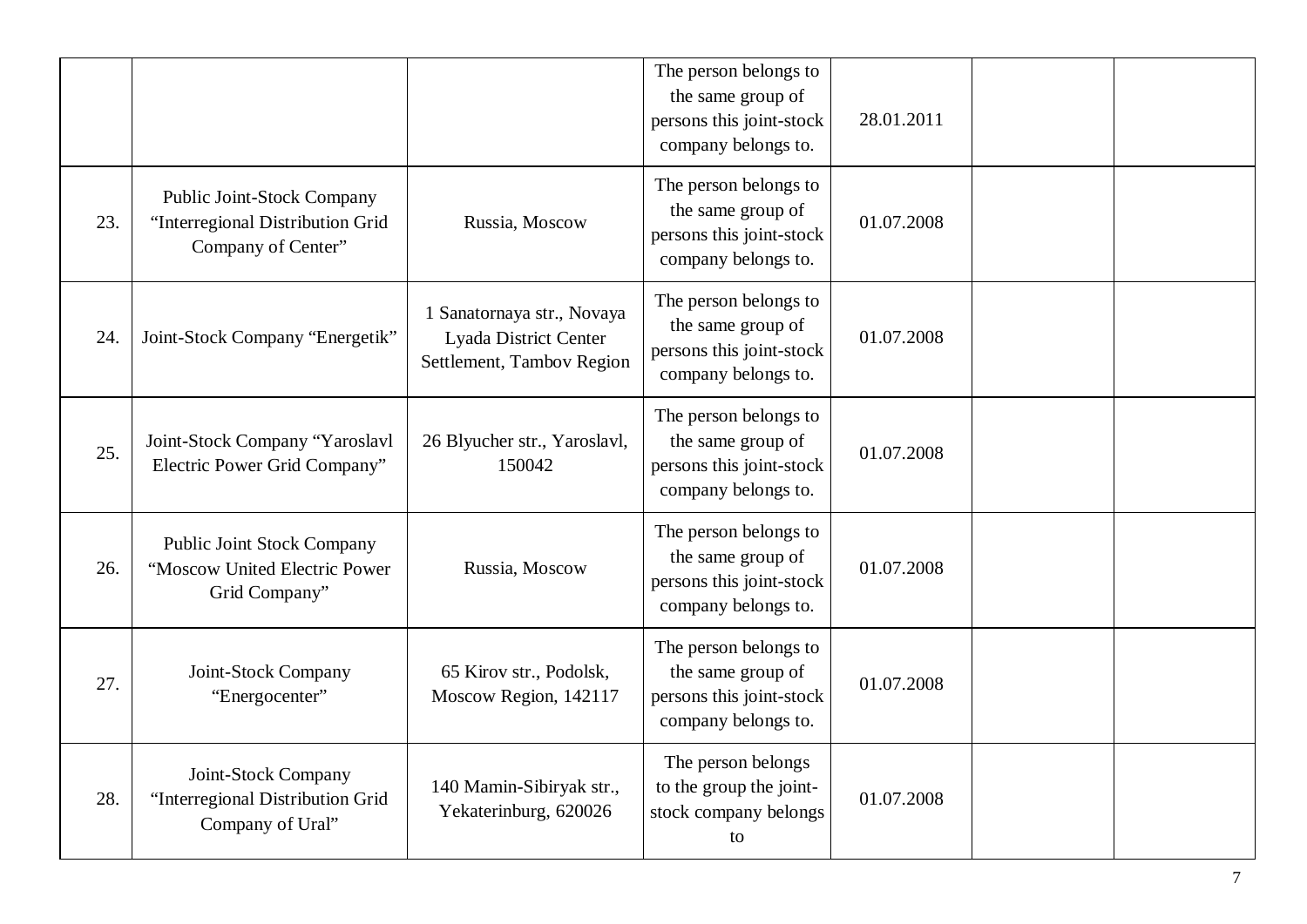| | | | | | | |
|---|---|---|---|---|---|---|
| | | | The person belongs to the same group of persons this joint-stock company belongs to. | 28.01.2011 | | |
| 23. | Public Joint-Stock Company “Interregional Distribution Grid Company of Center” | Russia, Moscow | The person belongs to the same group of persons this joint-stock company belongs to. | 01.07.2008 | | |
| 24. | Joint-Stock Company “Energetik” | 1 Sanatornaya str., Novaya Lyada District Center Settlement, Tambov Region | The person belongs to the same group of persons this joint-stock company belongs to. | 01.07.2008 | | |
| 25. | Joint-Stock Company “Yaroslavl Electric Power Grid Company” | 26 Blyucher str., Yaroslavl, 150042 | The person belongs to the same group of persons this joint-stock company belongs to. | 01.07.2008 | | |
| 26. | Public Joint Stock Company “Moscow United Electric Power Grid Company” | Russia, Moscow | The person belongs to the same group of persons this joint-stock company belongs to. | 01.07.2008 | | |
| 27. | Joint-Stock Company “Energocenter” | 65 Kirov str., Podolsk, Moscow Region, 142117 | The person belongs to the same group of persons this joint-stock company belongs to. | 01.07.2008 | | |
| 28. | Joint-Stock Company “Interregional Distribution Grid Company of Ural” | 140 Mamin-Sibiryak str., Yekaterinburg, 620026 | The person belongs to the group the joint-stock company belongs to | 01.07.2008 | | |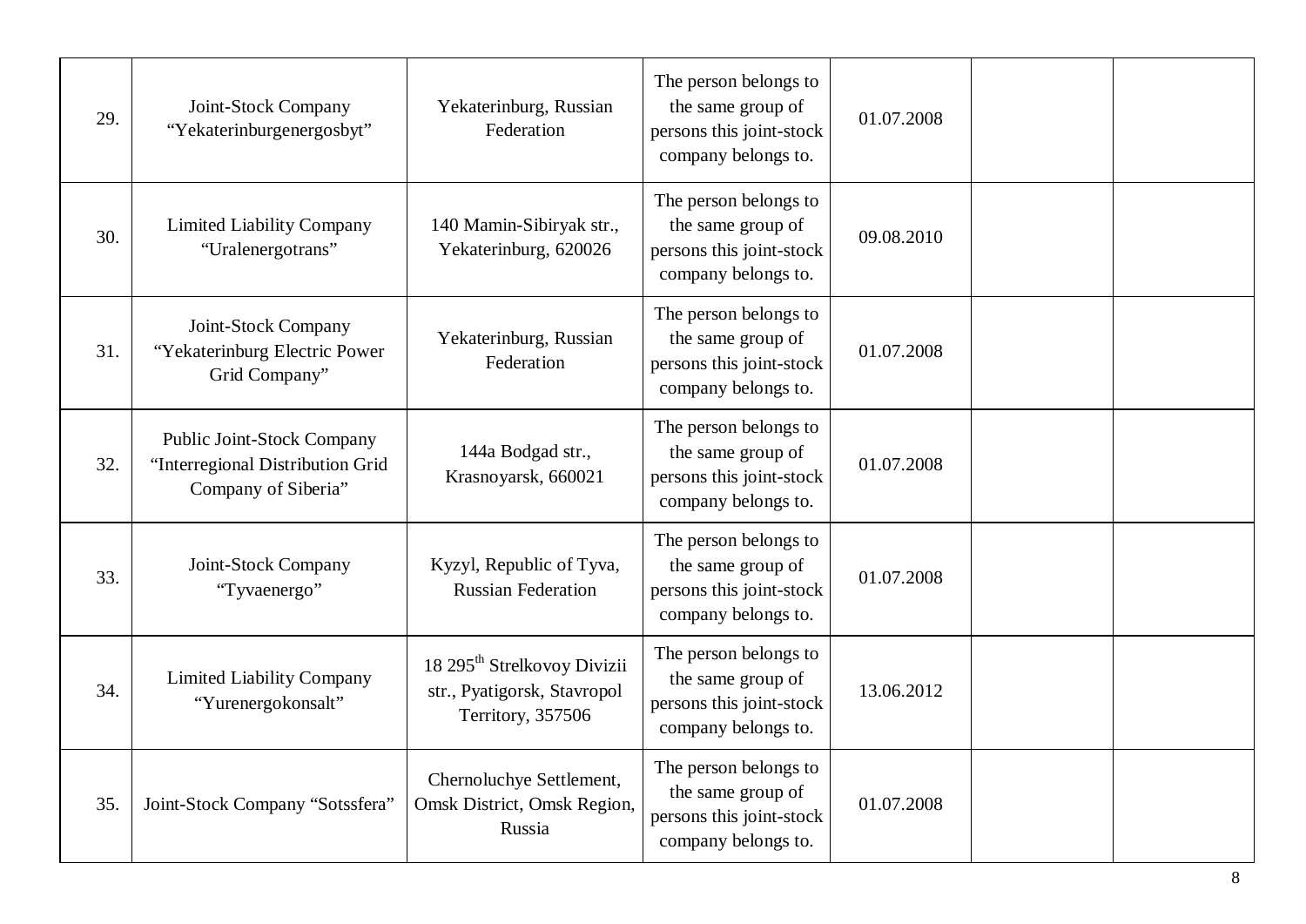| | | | | | | |
|---|---|---|---|---|---|---|
| 29. | Joint-Stock Company “Yekaterinburgenergosbyt” | Yekaterinburg, Russian Federation | The person belongs to the same group of persons this joint-stock company belongs to. | 01.07.2008 | | |
| 30. | Limited Liability Company “Uralenergotrans” | 140 Mamin-Sibiryak str., Yekaterinburg, 620026 | The person belongs to the same group of persons this joint-stock company belongs to. | 09.08.2010 | | |
| 31. | Joint-Stock Company “Yekaterinburg Electric Power Grid Company” | Yekaterinburg, Russian Federation | The person belongs to the same group of persons this joint-stock company belongs to. | 01.07.2008 | | |
| 32. | Public Joint-Stock Company “Interregional Distribution Grid Company of Siberia” | 144a Bodgad str., Krasnoyarsk, 660021 | The person belongs to the same group of persons this joint-stock company belongs to. | 01.07.2008 | | |
| 33. | Joint-Stock Company “Tyvaenergo” | Kyzyl, Republic of Tyva, Russian Federation | The person belongs to the same group of persons this joint-stock company belongs to. | 01.07.2008 | | |
| 34. | Limited Liability Company “Yurenergokonsalt” | 18 295th Strelkovoy Divizii str., Pyatigorsk, Stavropol Territory, 357506 | The person belongs to the same group of persons this joint-stock company belongs to. | 13.06.2012 | | |
| 35. | Joint-Stock Company “Sotssfera” | Chernoluchye Settlement, Omsk District, Omsk Region, Russia | The person belongs to the same group of persons this joint-stock company belongs to. | 01.07.2008 | | |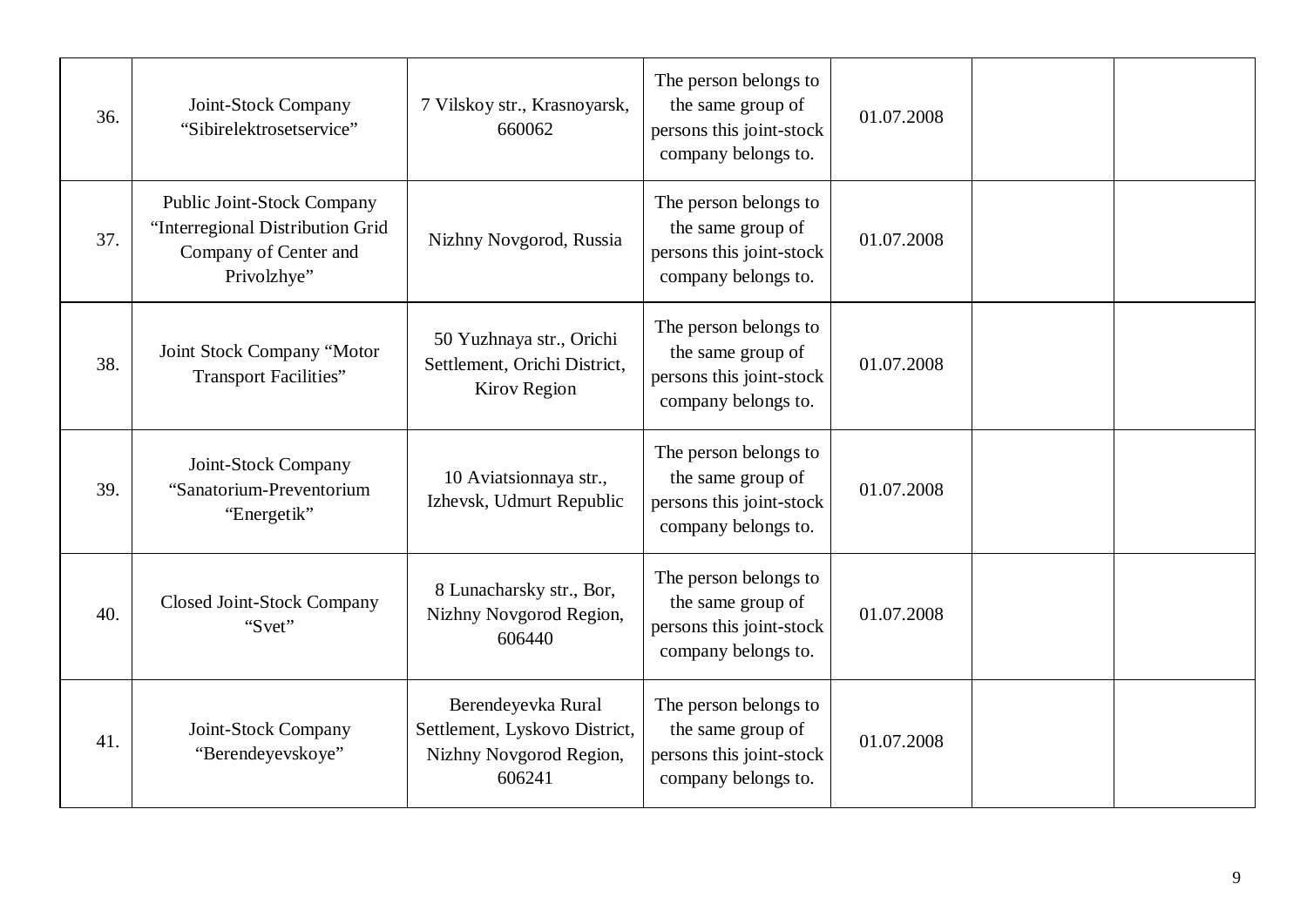| | | | | | | |
|---|---|---|---|---|---|---|
| 36. | Joint-Stock Company “Sibirelektrosetservice” | 7 Vilskoy str., Krasnoyarsk, 660062 | The person belongs to the same group of persons this joint-stock company belongs to. | 01.07.2008 | | |
| 37. | Public Joint-Stock Company “Interregional Distribution Grid Company of Center and Privolzhye” | Nizhny Novgorod, Russia | The person belongs to the same group of persons this joint-stock company belongs to. | 01.07.2008 | | |
| 38. | Joint Stock Company “Motor Transport Facilities” | 50 Yuzhnaya str., Orichi Settlement, Orichi District, Kirov Region | The person belongs to the same group of persons this joint-stock company belongs to. | 01.07.2008 | | |
| 39. | Joint-Stock Company “Sanatorium-Preventorium “Energetik” | 10 Aviatsionnaya str., Izhevsk, Udmurt Republic | The person belongs to the same group of persons this joint-stock company belongs to. | 01.07.2008 | | |
| 40. | Closed Joint-Stock Company “Svet” | 8 Lunacharsky str., Bor, Nizhny Novgorod Region, 606440 | The person belongs to the same group of persons this joint-stock company belongs to. | 01.07.2008 | | |
| 41. | Joint-Stock Company “Berendeyevskoye” | Berendeyevka Rural Settlement, Lyskovo District, Nizhny Novgorod Region, 606241 | The person belongs to the same group of persons this joint-stock company belongs to. | 01.07.2008 | | |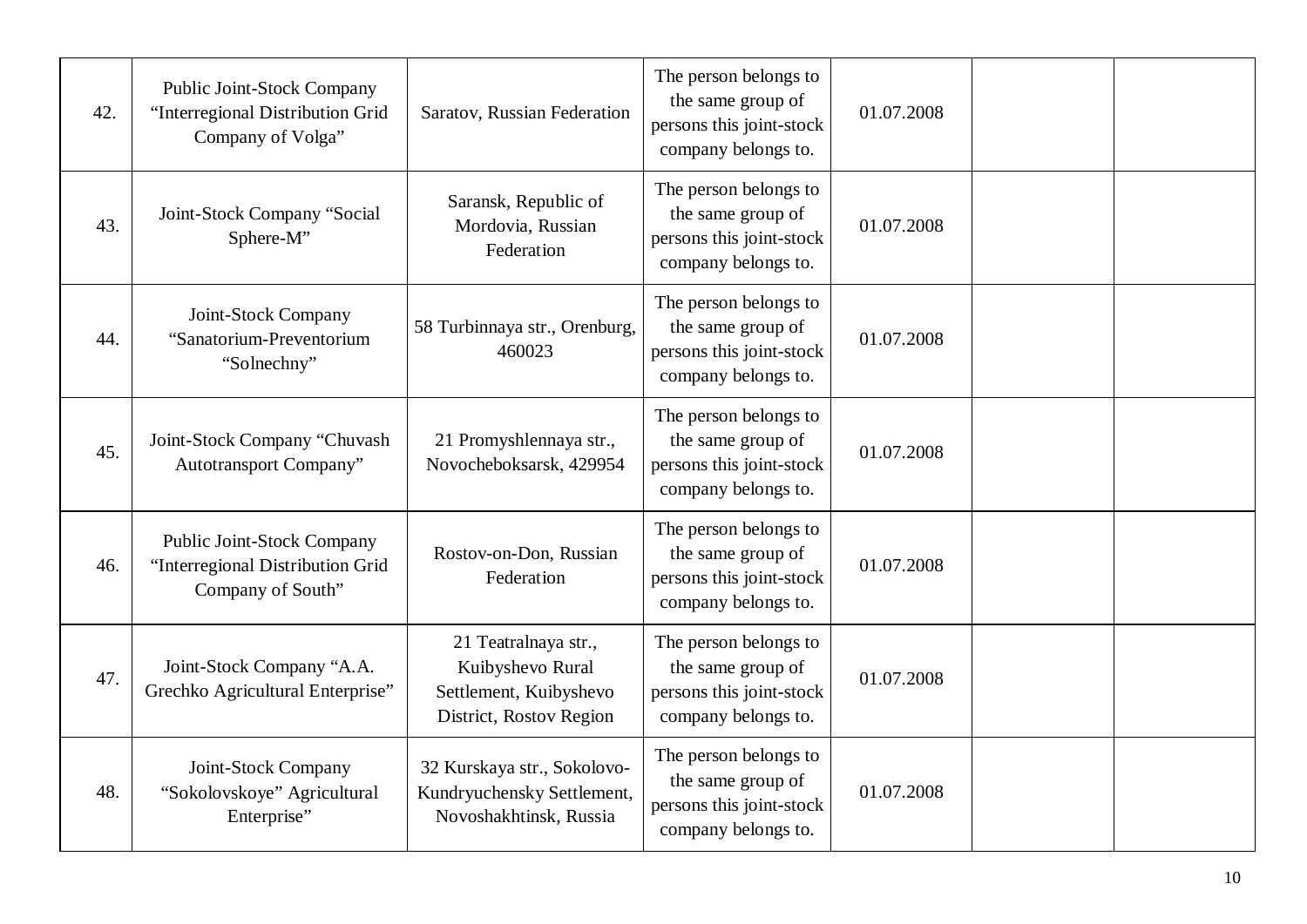| 42. | Public Joint-Stock Company “Interregional Distribution Grid Company of Volga” | Saratov, Russian Federation | The person belongs to the same group of persons this joint-stock company belongs to. | 01.07.2008 | | |
|---|---|---|---|---|---|---|
| 43. | Joint-Stock Company “Social Sphere-M” | Saransk, Republic of Mordovia, Russian Federation | The person belongs to the same group of persons this joint-stock company belongs to. | 01.07.2008 | | |
| 44. | Joint-Stock Company “Sanatorium-Preventorium “Solnechny” | 58 Turbinnaya str., Orenburg, 460023 | The person belongs to the same group of persons this joint-stock company belongs to. | 01.07.2008 | | |
| 45. | Joint-Stock Company “Chuvash Autotransport Company” | 21 Promyshlennaya str., Novocheboksarsk, 429954 | The person belongs to the same group of persons this joint-stock company belongs to. | 01.07.2008 | | |
| 46. | Public Joint-Stock Company “Interregional Distribution Grid Company of South” | Rostov-on-Don, Russian Federation | The person belongs to the same group of persons this joint-stock company belongs to. | 01.07.2008 | | |
| 47. | Joint-Stock Company “A.A. Grechko Agricultural Enterprise” | 21 Teatralnaya str., Kuibyshevo Rural Settlement, Kuibyshevo District, Rostov Region | The person belongs to the same group of persons this joint-stock company belongs to. | 01.07.2008 | | |
| 48. | Joint-Stock Company “Sokolovskoye” Agricultural Enterprise” | 32 Kurskaya str., Sokolovo-Kundryuchensky Settlement, Novoshakhtinsk, Russia | The person belongs to the same group of persons this joint-stock company belongs to. | 01.07.2008 | | |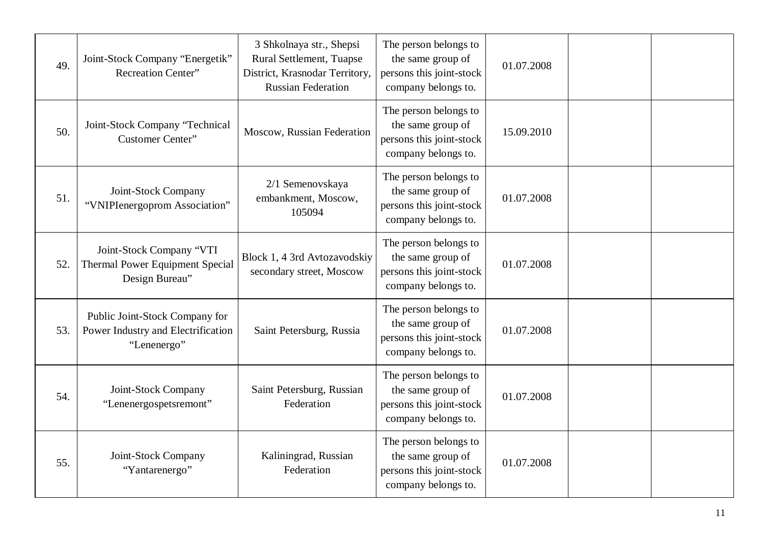| | | | | | | |
|---|---|---|---|---|---|---|
| 49. | Joint-Stock Company “Energetik” Recreation Center” | 3 Shkolnaya str., Shepsi Rural Settlement, Tuapse District, Krasnodar Territory, Russian Federation | The person belongs to the same group of persons this joint-stock company belongs to. | 01.07.2008 | | |
| 50. | Joint-Stock Company “Technical Customer Center” | Moscow, Russian Federation | The person belongs to the same group of persons this joint-stock company belongs to. | 15.09.2010 | | |
| 51. | Joint-Stock Company “VNIPIenergoprom Association” | 2/1 Semenovskaya embankment, Moscow, 105094 | The person belongs to the same group of persons this joint-stock company belongs to. | 01.07.2008 | | |
| 52. | Joint-Stock Company “VTI Thermal Power Equipment Special Design Bureau” | Block 1, 4 3rd Avtozavodskiy secondary street, Moscow | The person belongs to the same group of persons this joint-stock company belongs to. | 01.07.2008 | | |
| 53. | Public Joint-Stock Company for Power Industry and Electrification “Lenenergo” | Saint Petersburg, Russia | The person belongs to the same group of persons this joint-stock company belongs to. | 01.07.2008 | | |
| 54. | Joint-Stock Company “Lenenergospetsremont” | Saint Petersburg, Russian Federation | The person belongs to the same group of persons this joint-stock company belongs to. | 01.07.2008 | | |
| 55. | Joint-Stock Company “Yantarenergo” | Kaliningrad, Russian Federation | The person belongs to the same group of persons this joint-stock company belongs to. | 01.07.2008 | | |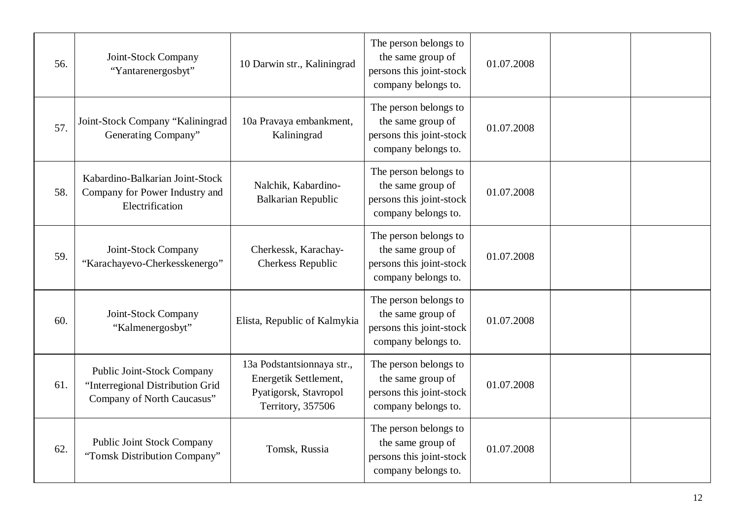| | | | | | | |
|---|---|---|---|---|---|---|
| 56. | Joint-Stock Company “Yantarenergosbyt” | 10 Darwin str., Kaliningrad | The person belongs to the same group of persons this joint-stock company belongs to. | 01.07.2008 | | |
| 57. | Joint-Stock Company “Kaliningrad Generating Company” | 10a Pravaya embankment, Kaliningrad | The person belongs to the same group of persons this joint-stock company belongs to. | 01.07.2008 | | |
| 58. | Kabardino-Balkarian Joint-Stock Company for Power Industry and Electrification | Nalchik, Kabardino-Balkarian Republic | The person belongs to the same group of persons this joint-stock company belongs to. | 01.07.2008 | | |
| 59. | Joint-Stock Company “Karachayevo-Cherkesskenergo” | Cherkessk, Karachay-Cherkess Republic | The person belongs to the same group of persons this joint-stock company belongs to. | 01.07.2008 | | |
| 60. | Joint-Stock Company “Kalmenergosbyt” | Elista, Republic of Kalmykia | The person belongs to the same group of persons this joint-stock company belongs to. | 01.07.2008 | | |
| 61. | Public Joint-Stock Company “Interregional Distribution Grid Company of North Caucasus” | 13a Podstantsionnaya str., Energetik Settlement, Pyatigorsk, Stavropol Territory, 357506 | The person belongs to the same group of persons this joint-stock company belongs to. | 01.07.2008 | | |
| 62. | Public Joint Stock Company “Tomsk Distribution Company” | Tomsk, Russia | The person belongs to the same group of persons this joint-stock company belongs to. | 01.07.2008 | | |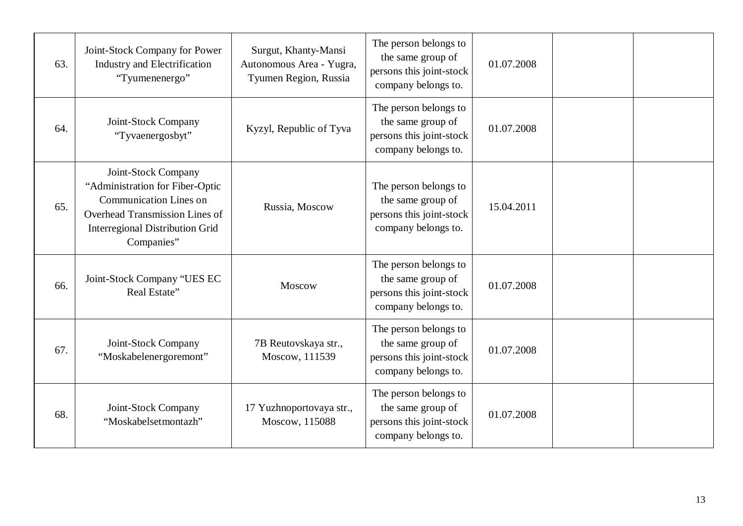| | | | | | | |
|---|---|---|---|---|---|---|
| 63. | Joint-Stock Company for Power Industry and Electrification “Tyumenenergo” | Surgut, Khanty-Mansi Autonomous Area - Yugra, Tyumen Region, Russia | The person belongs to the same group of persons this joint-stock company belongs to. | 01.07.2008 | | |
| 64. | Joint-Stock Company “Tyvaenergosbyt” | Kyzyl, Republic of Tyva | The person belongs to the same group of persons this joint-stock company belongs to. | 01.07.2008 | | |
| 65. | Joint-Stock Company “Administration for Fiber-Optic Communication Lines on Overhead Transmission Lines of Interregional Distribution Grid Companies” | Russia, Moscow | The person belongs to the same group of persons this joint-stock company belongs to. | 15.04.2011 | | |
| 66. | Joint-Stock Company “UES EC Real Estate” | Moscow | The person belongs to the same group of persons this joint-stock company belongs to. | 01.07.2008 | | |
| 67. | Joint-Stock Company “Moskabelenergoremont” | 7B Reutovskaya str., Moscow, 111539 | The person belongs to the same group of persons this joint-stock company belongs to. | 01.07.2008 | | |
| 68. | Joint-Stock Company “Moskabelsetmontazh” | 17 Yuzhnoportovaya str., Moscow, 115088 | The person belongs to the same group of persons this joint-stock company belongs to. | 01.07.2008 | | |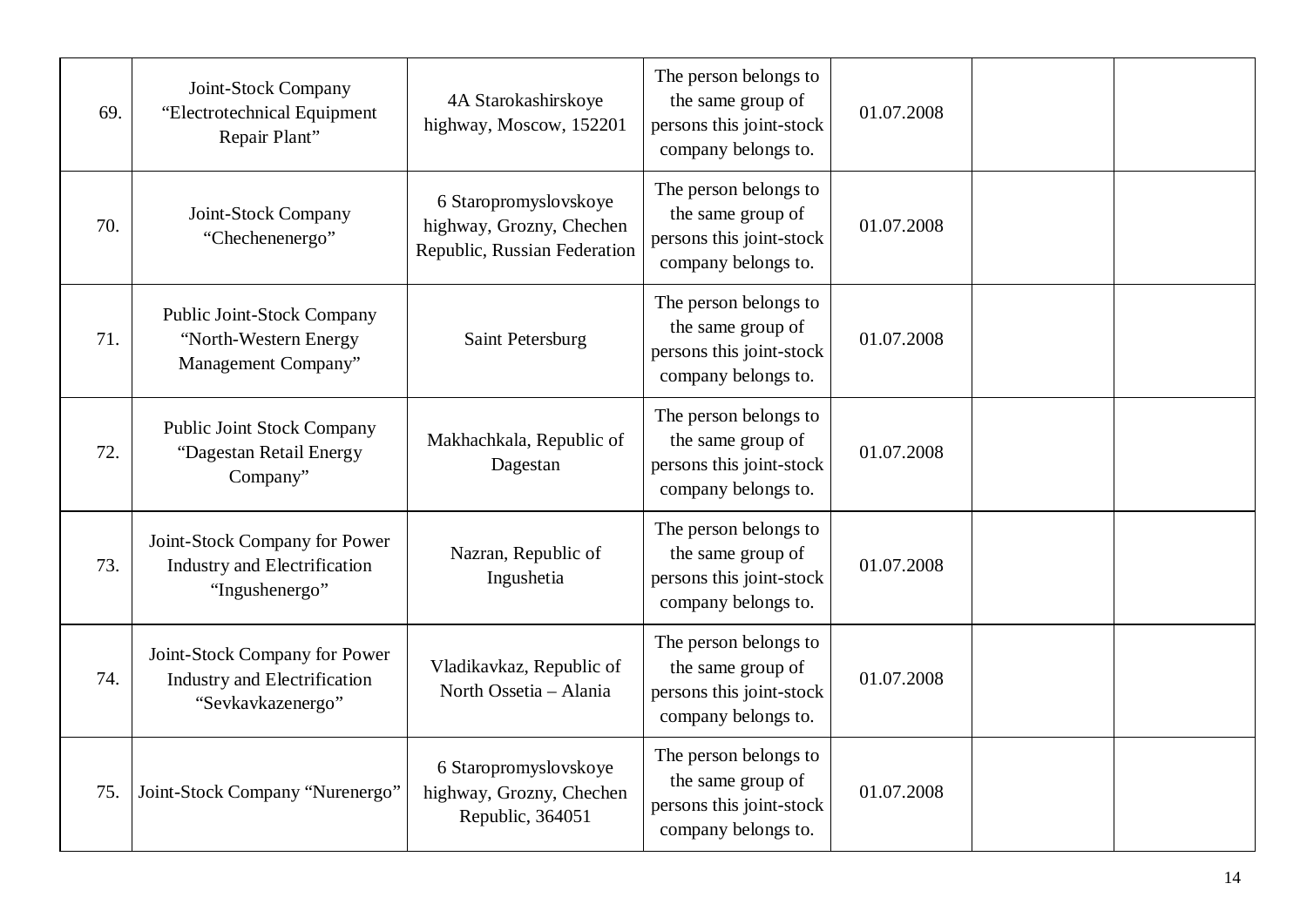| | | | | | | |
|---|---|---|---|---|---|---|
| 69. | Joint-Stock Company “Electrotechnical Equipment Repair Plant” | 4A Starokashirskoye highway, Moscow, 152201 | The person belongs to the same group of persons this joint-stock company belongs to. | 01.07.2008 | | |
| 70. | Joint-Stock Company “Chechenenergo” | 6 Staropromyslovskoye highway, Grozny, Chechen Republic, Russian Federation | The person belongs to the same group of persons this joint-stock company belongs to. | 01.07.2008 | | |
| 71. | Public Joint-Stock Company “North-Western Energy Management Company” | Saint Petersburg | The person belongs to the same group of persons this joint-stock company belongs to. | 01.07.2008 | | |
| 72. | Public Joint Stock Company “Dagestan Retail Energy Company” | Makhachkala, Republic of Dagestan | The person belongs to the same group of persons this joint-stock company belongs to. | 01.07.2008 | | |
| 73. | Joint-Stock Company for Power Industry and Electrification “Ingushenergo” | Nazran, Republic of Ingushetia | The person belongs to the same group of persons this joint-stock company belongs to. | 01.07.2008 | | |
| 74. | Joint-Stock Company for Power Industry and Electrification “Sevkavkazenergo” | Vladikavkaz, Republic of North Ossetia – Alania | The person belongs to the same group of persons this joint-stock company belongs to. | 01.07.2008 | | |
| 75. | Joint-Stock Company “Nurenergo” | 6 Staropromyslovskoye highway, Grozny, Chechen Republic, 364051 | The person belongs to the same group of persons this joint-stock company belongs to. | 01.07.2008 | | |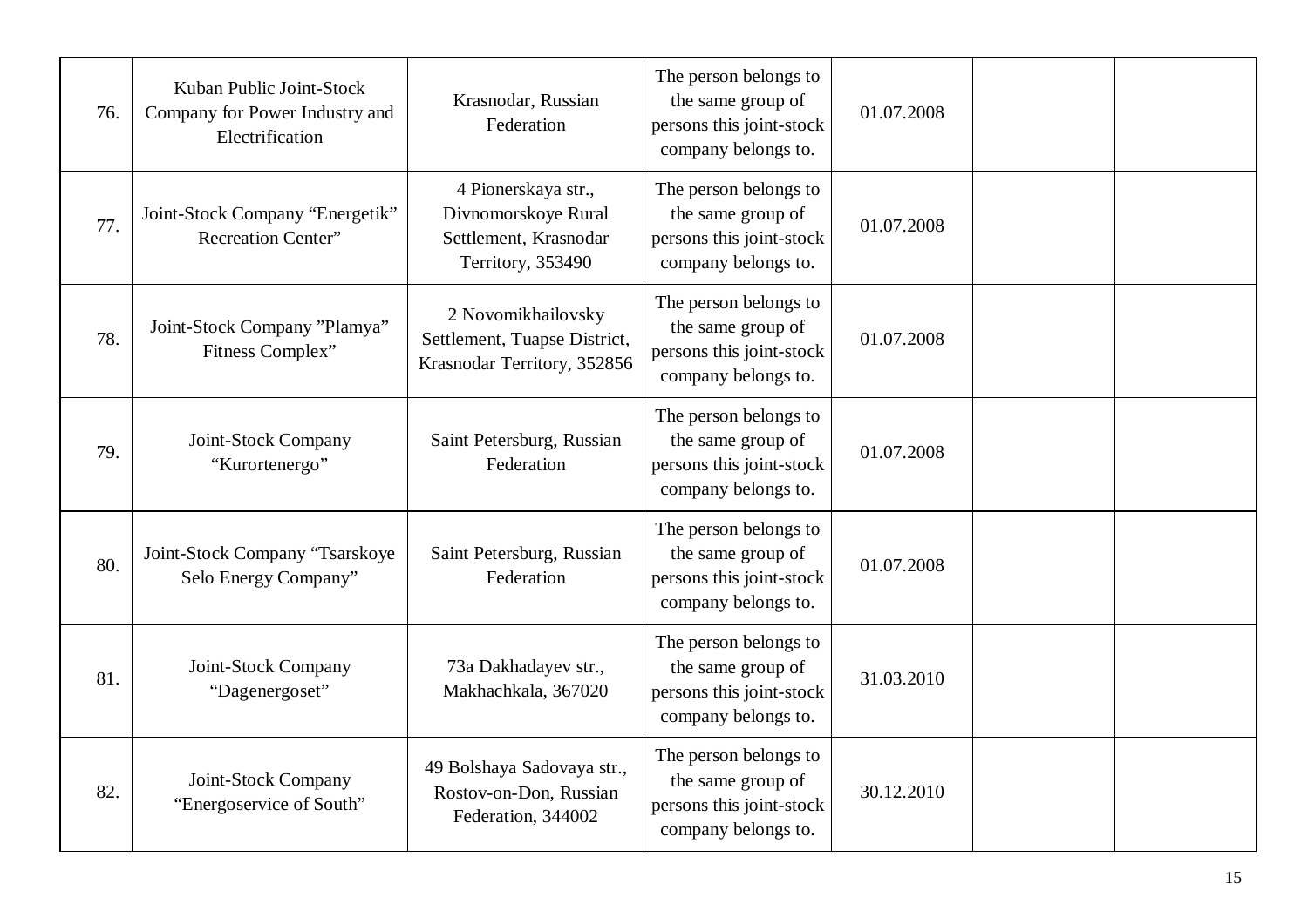| | | | | | | |
|---|---|---|---|---|---|---|
| 76. | Kuban Public Joint-Stock Company for Power Industry and Electrification | Krasnodar, Russian Federation | The person belongs to the same group of persons this joint-stock company belongs to. | 01.07.2008 | | |
| 77. | Joint-Stock Company “Energetik” Recreation Center” | 4 Pionerskaya str., Divnomorskoye Rural Settlement, Krasnodar Territory, 353490 | The person belongs to the same group of persons this joint-stock company belongs to. | 01.07.2008 | | |
| 78. | Joint-Stock Company ”Plamya” Fitness Complex” | 2 Novomikhailovsky Settlement, Tuapse District, Krasnodar Territory, 352856 | The person belongs to the same group of persons this joint-stock company belongs to. | 01.07.2008 | | |
| 79. | Joint-Stock Company “Kurortenergo” | Saint Petersburg, Russian Federation | The person belongs to the same group of persons this joint-stock company belongs to. | 01.07.2008 | | |
| 80. | Joint-Stock Company “Tsarskoye Selo Energy Company” | Saint Petersburg, Russian Federation | The person belongs to the same group of persons this joint-stock company belongs to. | 01.07.2008 | | |
| 81. | Joint-Stock Company “Dagenergoset” | 73a Dakhadayev str., Makhachkala, 367020 | The person belongs to the same group of persons this joint-stock company belongs to. | 31.03.2010 | | |
| 82. | Joint-Stock Company “Energoservice of South” | 49 Bolshaya Sadovaya str., Rostov-on-Don, Russian Federation, 344002 | The person belongs to the same group of persons this joint-stock company belongs to. | 30.12.2010 | | |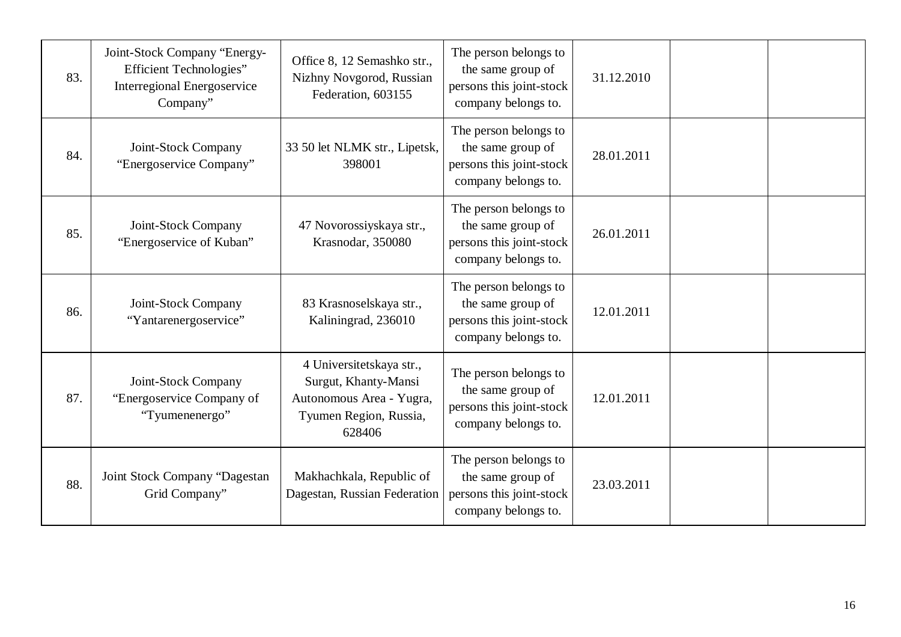| | | | | | | |
|---|---|---|---|---|---|---|
| 83. | Joint-Stock Company “Energy-Efficient Technologies” Interregional Energoservice Company” | Office 8, 12 Semashko str., Nizhny Novgorod, Russian Federation, 603155 | The person belongs to the same group of persons this joint-stock company belongs to. | 31.12.2010 | | |
| 84. | Joint-Stock Company “Energoservice Company” | 33 50 let NLMK str., Lipetsk, 398001 | The person belongs to the same group of persons this joint-stock company belongs to. | 28.01.2011 | | |
| 85. | Joint-Stock Company “Energoservice of Kuban” | 47 Novorossiyskaya str., Krasnodar, 350080 | The person belongs to the same group of persons this joint-stock company belongs to. | 26.01.2011 | | |
| 86. | Joint-Stock Company “Yantarenergoservice” | 83 Krasnoselskaya str., Kaliningrad, 236010 | The person belongs to the same group of persons this joint-stock company belongs to. | 12.01.2011 | | |
| 87. | Joint-Stock Company “Energoservice Company of “Tyumenenergo” | 4 Universitetskaya str., Surgut, Khanty-Mansi Autonomous Area - Yugra, Tyumen Region, Russia, 628406 | The person belongs to the same group of persons this joint-stock company belongs to. | 12.01.2011 | | |
| 88. | Joint Stock Company “Dagestan Grid Company” | Makhachkala, Republic of Dagestan, Russian Federation | The person belongs to the same group of persons this joint-stock company belongs to. | 23.03.2011 | | |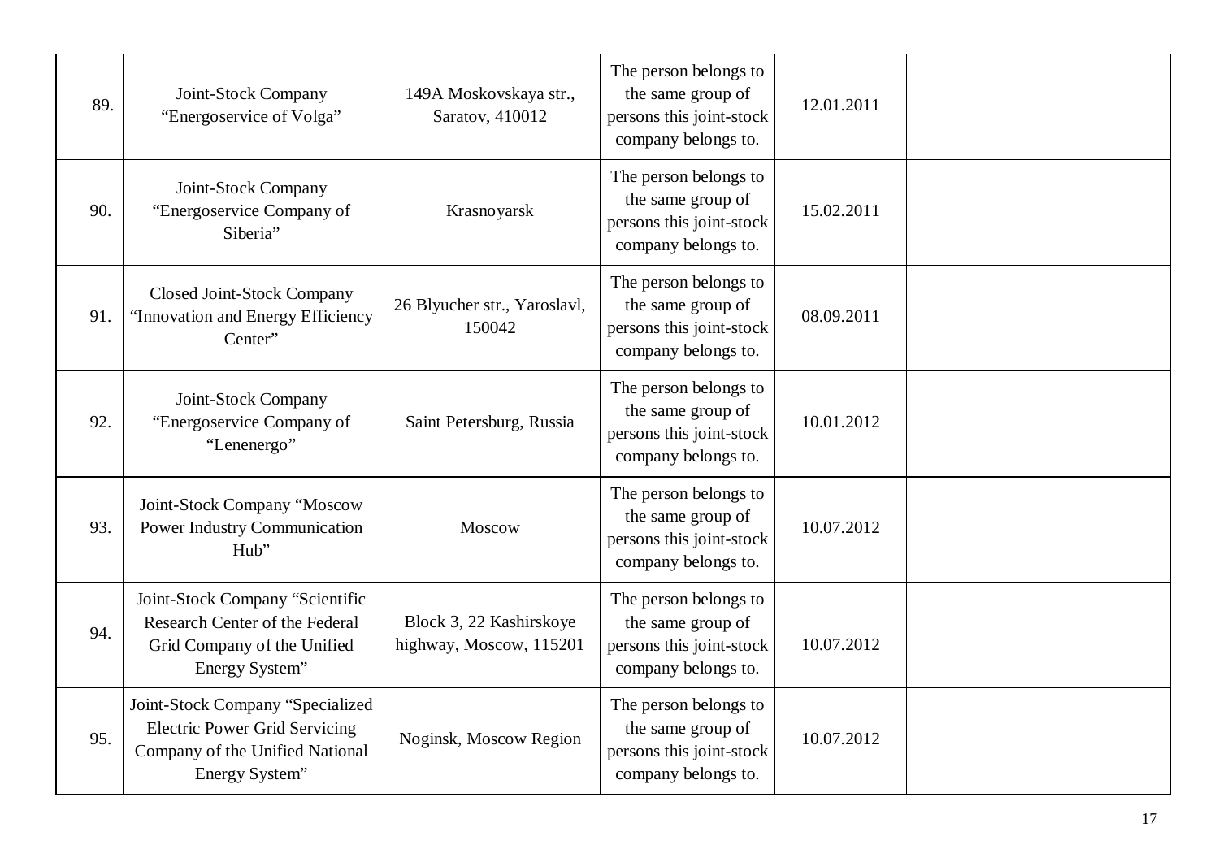| | | | | | | |
|---|---|---|---|---|---|---|
| 89. | Joint-Stock Company "Energoservice of Volga" | 149A Moskovskaya str., Saratov, 410012 | The person belongs to the same group of persons this joint-stock company belongs to. | 12.01.2011 | | |
| 90. | Joint-Stock Company "Energoservice Company of Siberia" | Krasnoyarsk | The person belongs to the same group of persons this joint-stock company belongs to. | 15.02.2011 | | |
| 91. | Closed Joint-Stock Company "Innovation and Energy Efficiency Center" | 26 Blyucher str., Yaroslavl, 150042 | The person belongs to the same group of persons this joint-stock company belongs to. | 08.09.2011 | | |
| 92. | Joint-Stock Company "Energoservice Company of "Lenenergo" | Saint Petersburg, Russia | The person belongs to the same group of persons this joint-stock company belongs to. | 10.01.2012 | | |
| 93. | Joint-Stock Company "Moscow Power Industry Communication Hub" | Moscow | The person belongs to the same group of persons this joint-stock company belongs to. | 10.07.2012 | | |
| 94. | Joint-Stock Company "Scientific Research Center of the Federal Grid Company of the Unified Energy System" | Block 3, 22 Kashirskoye highway, Moscow, 115201 | The person belongs to the same group of persons this joint-stock company belongs to. | 10.07.2012 | | |
| 95. | Joint-Stock Company "Specialized Electric Power Grid Servicing Company of the Unified National Energy System" | Noginsk, Moscow Region | The person belongs to the same group of persons this joint-stock company belongs to. | 10.07.2012 | | |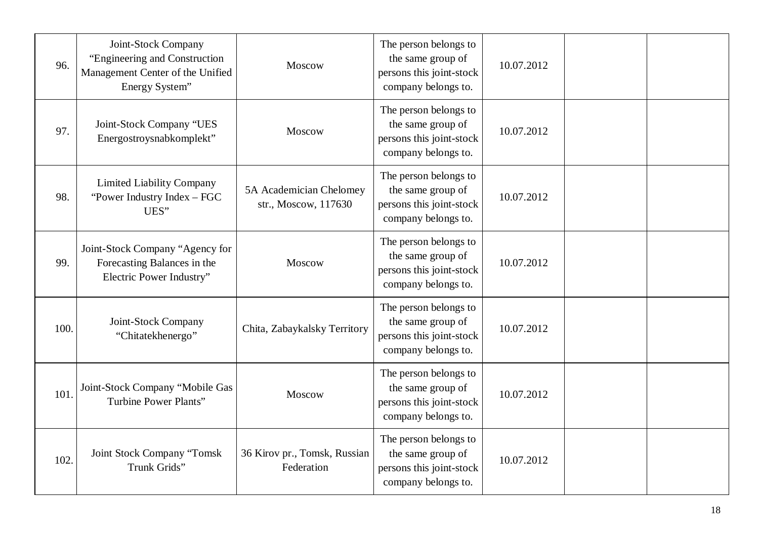| | | | | | | |
|---|---|---|---|---|---|---|
| 96. | Joint-Stock Company “Engineering and Construction Management Center of the Unified Energy System” | Moscow | The person belongs to the same group of persons this joint-stock company belongs to. | 10.07.2012 | | |
| 97. | Joint-Stock Company “UES Energostroysnabkomplekt” | Moscow | The person belongs to the same group of persons this joint-stock company belongs to. | 10.07.2012 | | |
| 98. | Limited Liability Company “Power Industry Index – FGC UES” | 5A Academician Chelomey str., Moscow, 117630 | The person belongs to the same group of persons this joint-stock company belongs to. | 10.07.2012 | | |
| 99. | Joint-Stock Company “Agency for Forecasting Balances in the Electric Power Industry” | Moscow | The person belongs to the same group of persons this joint-stock company belongs to. | 10.07.2012 | | |
| 100. | Joint-Stock Company “Chitatekhenergo” | Chita, Zabaykalsky Territory | The person belongs to the same group of persons this joint-stock company belongs to. | 10.07.2012 | | |
| 101. | Joint-Stock Company “Mobile Gas Turbine Power Plants” | Moscow | The person belongs to the same group of persons this joint-stock company belongs to. | 10.07.2012 | | |
| 102. | Joint Stock Company “Tomsk Trunk Grids” | 36 Kirov pr., Tomsk, Russian Federation | The person belongs to the same group of persons this joint-stock company belongs to. | 10.07.2012 | | |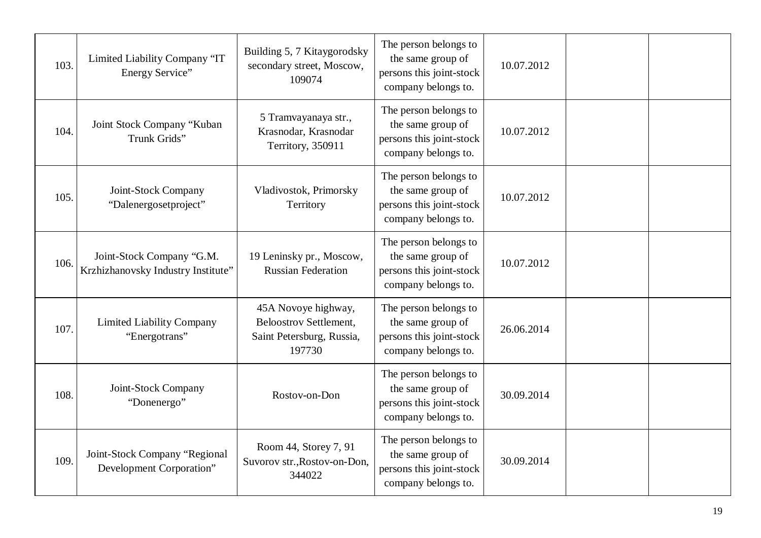| | | | | | | |
|---|---|---|---|---|---|---|
| 103. | Limited Liability Company “IT Energy Service” | Building 5, 7 Kitaygorodsky secondary street, Moscow, 109074 | The person belongs to the same group of persons this joint-stock company belongs to. | 10.07.2012 | | |
| 104. | Joint Stock Company “Kuban Trunk Grids” | 5 Tramvayanaya str., Krasnodar, Krasnodar Territory, 350911 | The person belongs to the same group of persons this joint-stock company belongs to. | 10.07.2012 | | |
| 105. | Joint-Stock Company “Dalenergosetproject” | Vladivostok, Primorsky Territory | The person belongs to the same group of persons this joint-stock company belongs to. | 10.07.2012 | | |
| 106. | Joint-Stock Company “G.M. Krzhizhanovsky Industry Institute” | 19 Leninsky pr., Moscow, Russian Federation | The person belongs to the same group of persons this joint-stock company belongs to. | 10.07.2012 | | |
| 107. | Limited Liability Company “Energotrans” | 45A Novoye highway, Beloostrov Settlement, Saint Petersburg, Russia, 197730 | The person belongs to the same group of persons this joint-stock company belongs to. | 26.06.2014 | | |
| 108. | Joint-Stock Company “Donenergo” | Rostov-on-Don | The person belongs to the same group of persons this joint-stock company belongs to. | 30.09.2014 | | |
| 109. | Joint-Stock Company “Regional Development Corporation” | Room 44, Storey 7, 91 Suvorov str.,Rostov-on-Don, 344022 | The person belongs to the same group of persons this joint-stock company belongs to. | 30.09.2014 | | |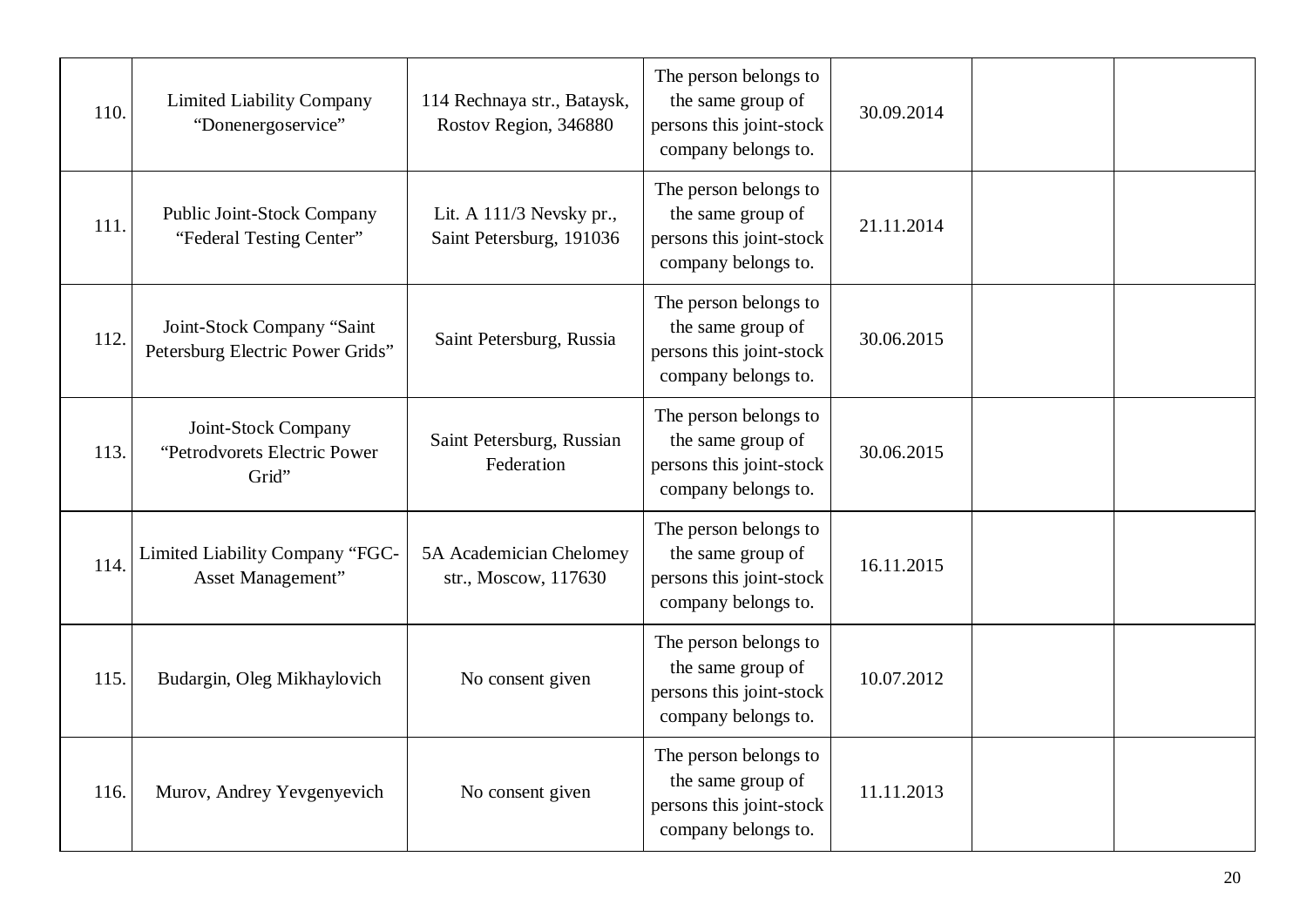| | | | | | | |
|---|---|---|---|---|---|---|
| 110. | Limited Liability Company “Donenergoservice” | 114 Rechnaya str., Bataysk, Rostov Region, 346880 | The person belongs to the same group of persons this joint-stock company belongs to. | 30.09.2014 | | |
| 111. | Public Joint-Stock Company “Federal Testing Center” | Lit. A 111/3 Nevsky pr., Saint Petersburg, 191036 | The person belongs to the same group of persons this joint-stock company belongs to. | 21.11.2014 | | |
| 112. | Joint-Stock Company “Saint Petersburg Electric Power Grids” | Saint Petersburg, Russia | The person belongs to the same group of persons this joint-stock company belongs to. | 30.06.2015 | | |
| 113. | Joint-Stock Company “Petrodvorets Electric Power Grid” | Saint Petersburg, Russian Federation | The person belongs to the same group of persons this joint-stock company belongs to. | 30.06.2015 | | |
| 114. | Limited Liability Company “FGC-Asset Management” | 5A Academician Chelomey str., Moscow, 117630 | The person belongs to the same group of persons this joint-stock company belongs to. | 16.11.2015 | | |
| 115. | Budargin, Oleg Mikhaylovich | No consent given | The person belongs to the same group of persons this joint-stock company belongs to. | 10.07.2012 | | |
| 116. | Murov, Andrey Yevgenyevich | No consent given | The person belongs to the same group of persons this joint-stock company belongs to. | 11.11.2013 | | |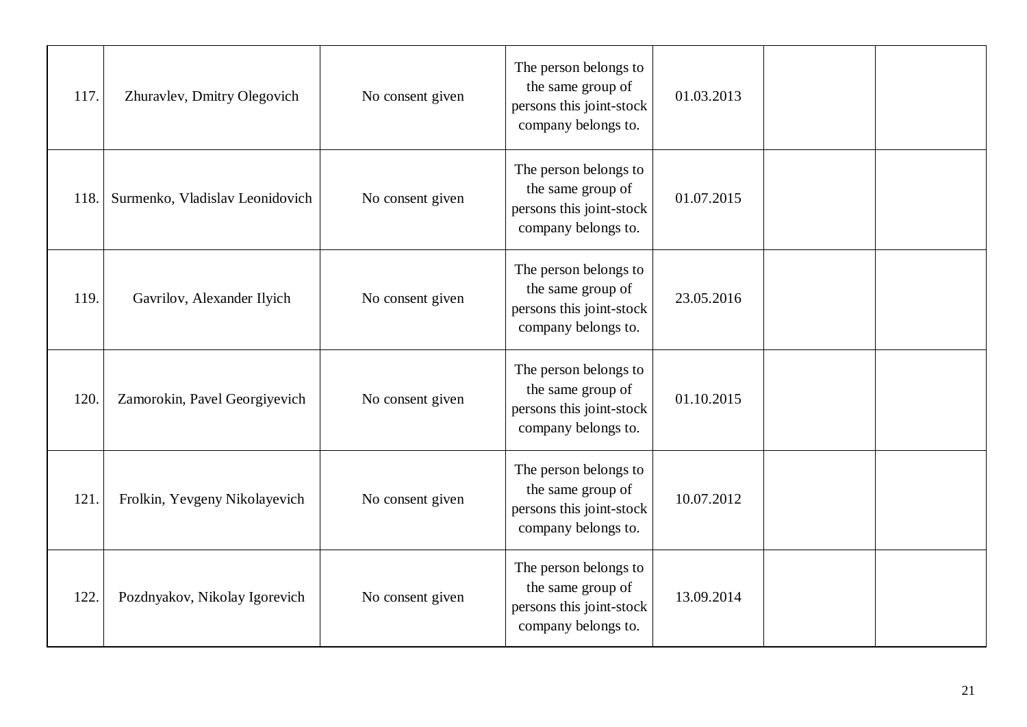| | | | | | | |
|---|---|---|---|---|---|---|
| 117. | Zhuravlev, Dmitry Olegovich | No consent given | The person belongs to the same group of persons this joint-stock company belongs to. | 01.03.2013 | | |
| 118. | Surmenko, Vladislav Leonidovich | No consent given | The person belongs to the same group of persons this joint-stock company belongs to. | 01.07.2015 | | |
| 119. | Gavrilov, Alexander Ilyich | No consent given | The person belongs to the same group of persons this joint-stock company belongs to. | 23.05.2016 | | |
| 120. | Zamorokin, Pavel Georgiyevich | No consent given | The person belongs to the same group of persons this joint-stock company belongs to. | 01.10.2015 | | |
| 121. | Frolkin, Yevgeny Nikolayevich | No consent given | The person belongs to the same group of persons this joint-stock company belongs to. | 10.07.2012 | | |
| 122. | Pozdnyakov, Nikolay Igorevich | No consent given | The person belongs to the same group of persons this joint-stock company belongs to. | 13.09.2014 | | |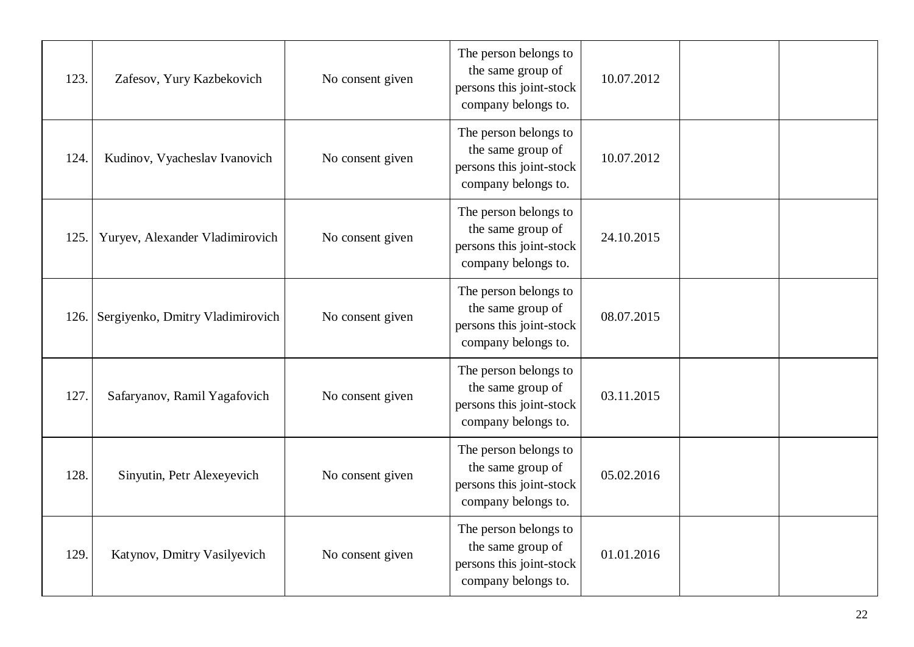| | | | | | | |
|---|---|---|---|---|---|---|
| 123. | Zafesov, Yury Kazbekovich | No consent given | The person belongs to the same group of persons this joint-stock company belongs to. | 10.07.2012 | | |
| 124. | Kudinov, Vyacheslav Ivanovich | No consent given | The person belongs to the same group of persons this joint-stock company belongs to. | 10.07.2012 | | |
| 125. | Yuryev, Alexander Vladimirovich | No consent given | The person belongs to the same group of persons this joint-stock company belongs to. | 24.10.2015 | | |
| 126. | Sergiyenko, Dmitry Vladimirovich | No consent given | The person belongs to the same group of persons this joint-stock company belongs to. | 08.07.2015 | | |
| 127. | Safaryanov, Ramil Yagafovich | No consent given | The person belongs to the same group of persons this joint-stock company belongs to. | 03.11.2015 | | |
| 128. | Sinyutin, Petr Alexeyevich | No consent given | The person belongs to the same group of persons this joint-stock company belongs to. | 05.02.2016 | | |
| 129. | Katynov, Dmitry Vasilyevich | No consent given | The person belongs to the same group of persons this joint-stock company belongs to. | 01.01.2016 | | |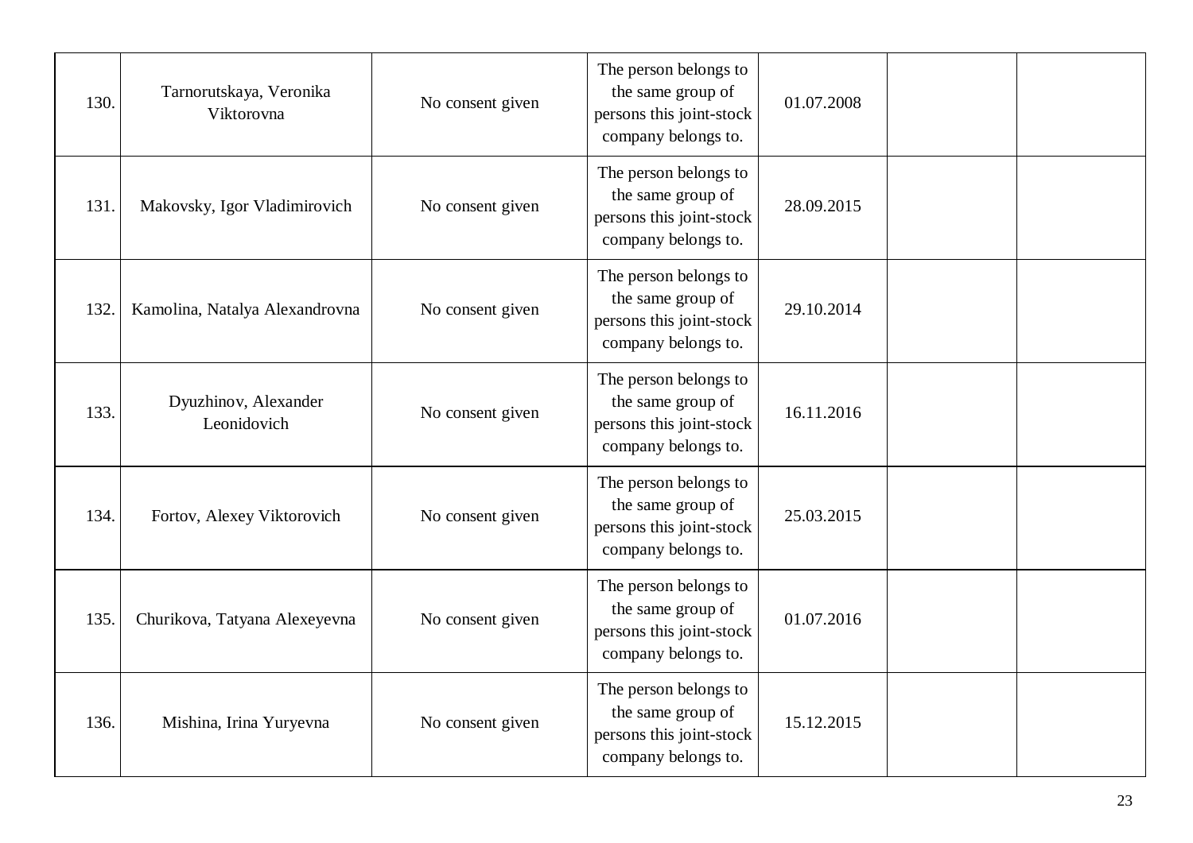| | | | | | | |
|---|---|---|---|---|---|---|
| 130. | Tarnorutskaya, Veronika Viktorovna | No consent given | The person belongs to the same group of persons this joint-stock company belongs to. | 01.07.2008 | | |
| 131. | Makovsky, Igor Vladimirovich | No consent given | The person belongs to the same group of persons this joint-stock company belongs to. | 28.09.2015 | | |
| 132. | Kamolina, Natalya Alexandrovna | No consent given | The person belongs to the same group of persons this joint-stock company belongs to. | 29.10.2014 | | |
| 133. | Dyuzhinov, Alexander Leonidovich | No consent given | The person belongs to the same group of persons this joint-stock company belongs to. | 16.11.2016 | | |
| 134. | Fortov, Alexey Viktorovich | No consent given | The person belongs to the same group of persons this joint-stock company belongs to. | 25.03.2015 | | |
| 135. | Churikova, Tatyana Alexeyevna | No consent given | The person belongs to the same group of persons this joint-stock company belongs to. | 01.07.2016 | | |
| 136. | Mishina, Irina Yuryevna | No consent given | The person belongs to the same group of persons this joint-stock company belongs to. | 15.12.2015 | | |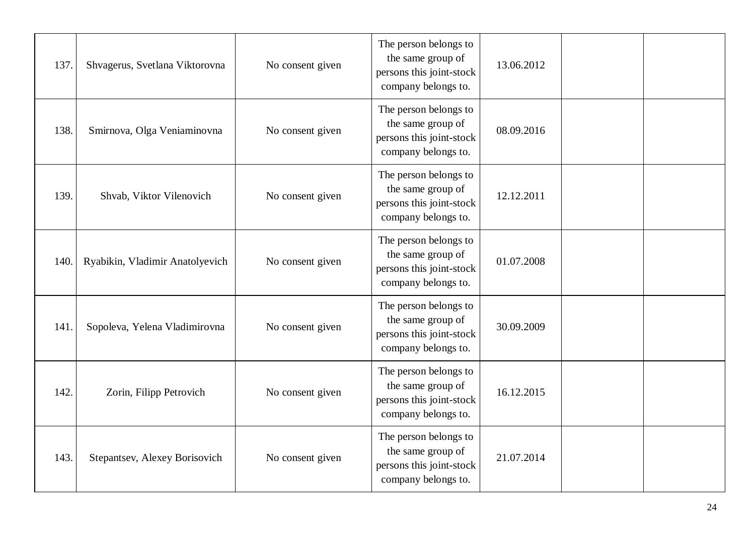| | | | | | | |
|---|---|---|---|---|---|---|
| 137. | Shvagerus, Svetlana Viktorovna | No consent given | The person belongs to the same group of persons this joint-stock company belongs to. | 13.06.2012 | | |
| 138. | Smirnova, Olga Veniaminovna | No consent given | The person belongs to the same group of persons this joint-stock company belongs to. | 08.09.2016 | | |
| 139. | Shvab, Viktor Vilenovich | No consent given | The person belongs to the same group of persons this joint-stock company belongs to. | 12.12.2011 | | |
| 140. | Ryabikin, Vladimir Anatolyevich | No consent given | The person belongs to the same group of persons this joint-stock company belongs to. | 01.07.2008 | | |
| 141. | Sopoleva, Yelena Vladimirovna | No consent given | The person belongs to the same group of persons this joint-stock company belongs to. | 30.09.2009 | | |
| 142. | Zorin, Filipp Petrovich | No consent given | The person belongs to the same group of persons this joint-stock company belongs to. | 16.12.2015 | | |
| 143. | Stepantsev, Alexey Borisovich | No consent given | The person belongs to the same group of persons this joint-stock company belongs to. | 21.07.2014 | | |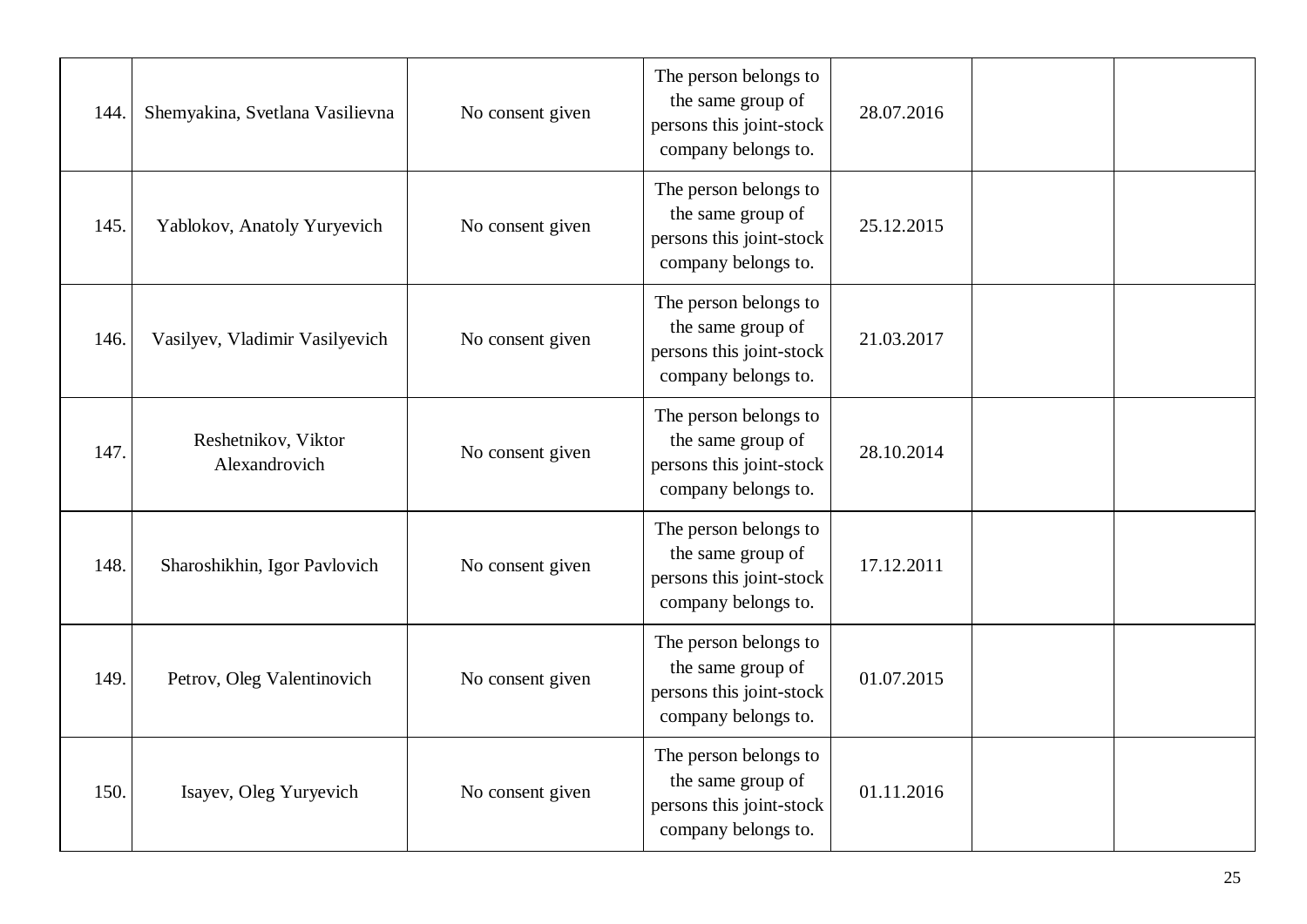| | | | | | | |
|---|---|---|---|---|---|---|
| 144. | Shemyakina, Svetlana Vasilievna | No consent given | The person belongs to the same group of persons this joint-stock company belongs to. | 28.07.2016 | | |
| 145. | Yablokov, Anatoly Yuryevich | No consent given | The person belongs to the same group of persons this joint-stock company belongs to. | 25.12.2015 | | |
| 146. | Vasilyev, Vladimir Vasilyevich | No consent given | The person belongs to the same group of persons this joint-stock company belongs to. | 21.03.2017 | | |
| 147. | Reshetnikov, Viktor Alexandrovich | No consent given | The person belongs to the same group of persons this joint-stock company belongs to. | 28.10.2014 | | |
| 148. | Sharoshikhin, Igor Pavlovich | No consent given | The person belongs to the same group of persons this joint-stock company belongs to. | 17.12.2011 | | |
| 149. | Petrov, Oleg Valentinovich | No consent given | The person belongs to the same group of persons this joint-stock company belongs to. | 01.07.2015 | | |
| 150. | Isayev, Oleg Yuryevich | No consent given | The person belongs to the same group of persons this joint-stock company belongs to. | 01.11.2016 | | |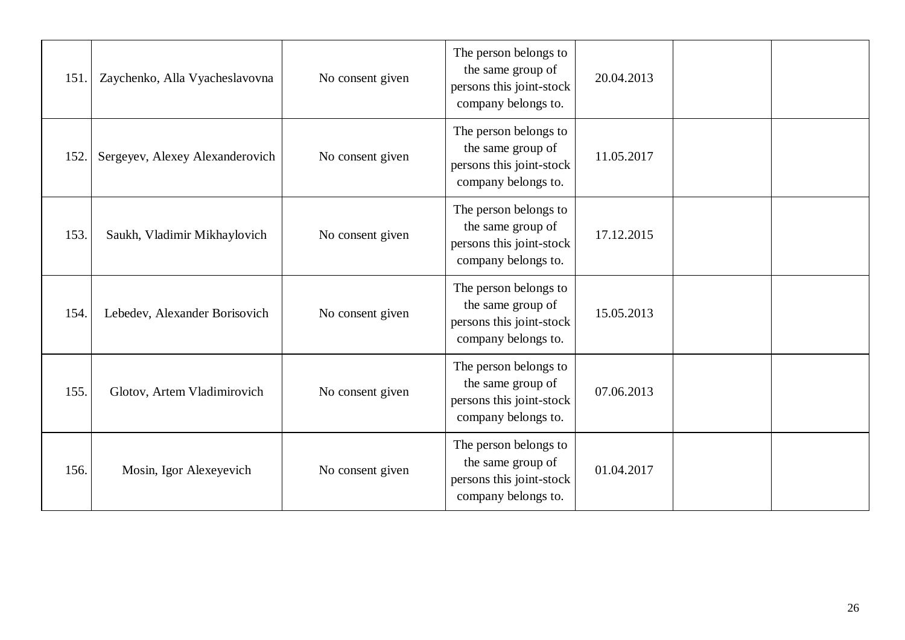| | | | | | | |
|---|---|---|---|---|---|---|
| 151. | Zaychenko, Alla Vyacheslavovna | No consent given | The person belongs to the same group of persons this joint-stock company belongs to. | 20.04.2013 | | |
| 152. | Sergeyev, Alexey Alexanderovich | No consent given | The person belongs to the same group of persons this joint-stock company belongs to. | 11.05.2017 | | |
| 153. | Saukh, Vladimir Mikhaylovich | No consent given | The person belongs to the same group of persons this joint-stock company belongs to. | 17.12.2015 | | |
| 154. | Lebedev, Alexander Borisovich | No consent given | The person belongs to the same group of persons this joint-stock company belongs to. | 15.05.2013 | | |
| 155. | Glotov, Artem Vladimirovich | No consent given | The person belongs to the same group of persons this joint-stock company belongs to. | 07.06.2013 | | |
| 156. | Mosin, Igor Alexeyevich | No consent given | The person belongs to the same group of persons this joint-stock company belongs to. | 01.04.2017 | | |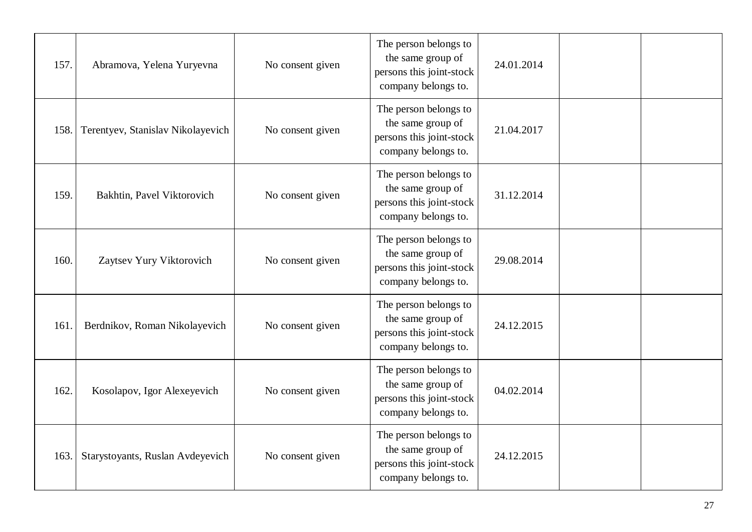| 157. | Abramova, Yelena Yuryevna | No consent given | The person belongs to the same group of persons this joint-stock company belongs to. | 24.01.2014 | | |
|---|---|---|---|---|---|---|
| 158. | Terentyev, Stanislav Nikolayevich | No consent given | The person belongs to the same group of persons this joint-stock company belongs to. | 21.04.2017 | | |
| 159. | Bakhtin, Pavel Viktorovich | No consent given | The person belongs to the same group of persons this joint-stock company belongs to. | 31.12.2014 | | |
| 160. | Zaytsev Yury Viktorovich | No consent given | The person belongs to the same group of persons this joint-stock company belongs to. | 29.08.2014 | | |
| 161. | Berdnikov, Roman Nikolayevich | No consent given | The person belongs to the same group of persons this joint-stock company belongs to. | 24.12.2015 | | |
| 162. | Kosolapov, Igor Alexeyevich | No consent given | The person belongs to the same group of persons this joint-stock company belongs to. | 04.02.2014 | | |
| 163. | Starystoyants, Ruslan Avdeyevich | No consent given | The person belongs to the same group of persons this joint-stock company belongs to. | 24.12.2015 | | |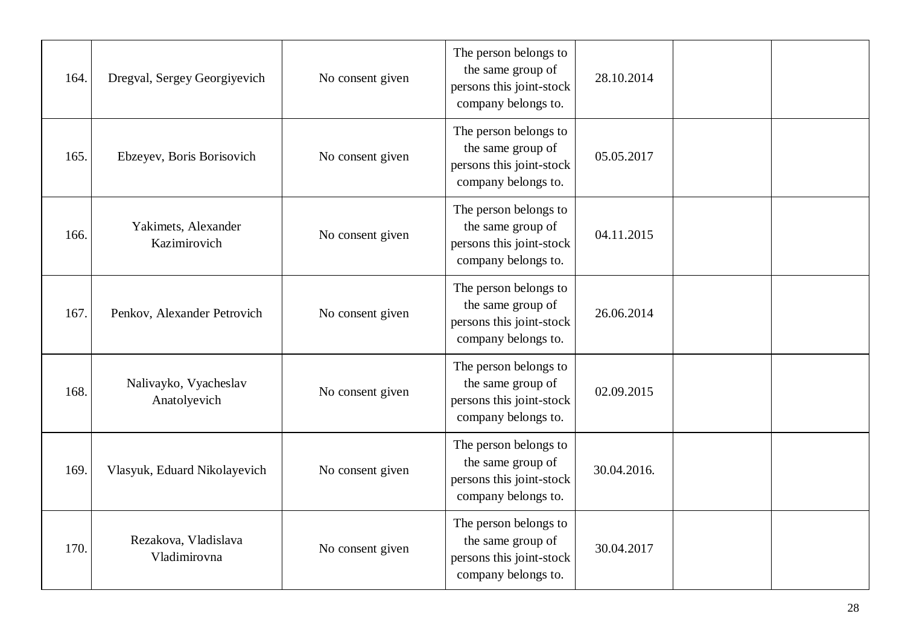| | | | | | | |
|---|---|---|---|---|---|---|
| 164. | Dregval, Sergey Georgiyevich | No consent given | The person belongs to the same group of persons this joint-stock company belongs to. | 28.10.2014 | | |
| 165. | Ebzeyev, Boris Borisovich | No consent given | The person belongs to the same group of persons this joint-stock company belongs to. | 05.05.2017 | | |
| 166. | Yakimets, Alexander Kazimirovich | No consent given | The person belongs to the same group of persons this joint-stock company belongs to. | 04.11.2015 | | |
| 167. | Penkov, Alexander Petrovich | No consent given | The person belongs to the same group of persons this joint-stock company belongs to. | 26.06.2014 | | |
| 168. | Nalivayko, Vyacheslav Anatolyevich | No consent given | The person belongs to the same group of persons this joint-stock company belongs to. | 02.09.2015 | | |
| 169. | Vlasyuk, Eduard Nikolayevich | No consent given | The person belongs to the same group of persons this joint-stock company belongs to. | 30.04.2016. | | |
| 170. | Rezakova, Vladislava Vladimirovna | No consent given | The person belongs to the same group of persons this joint-stock company belongs to. | 30.04.2017 | | |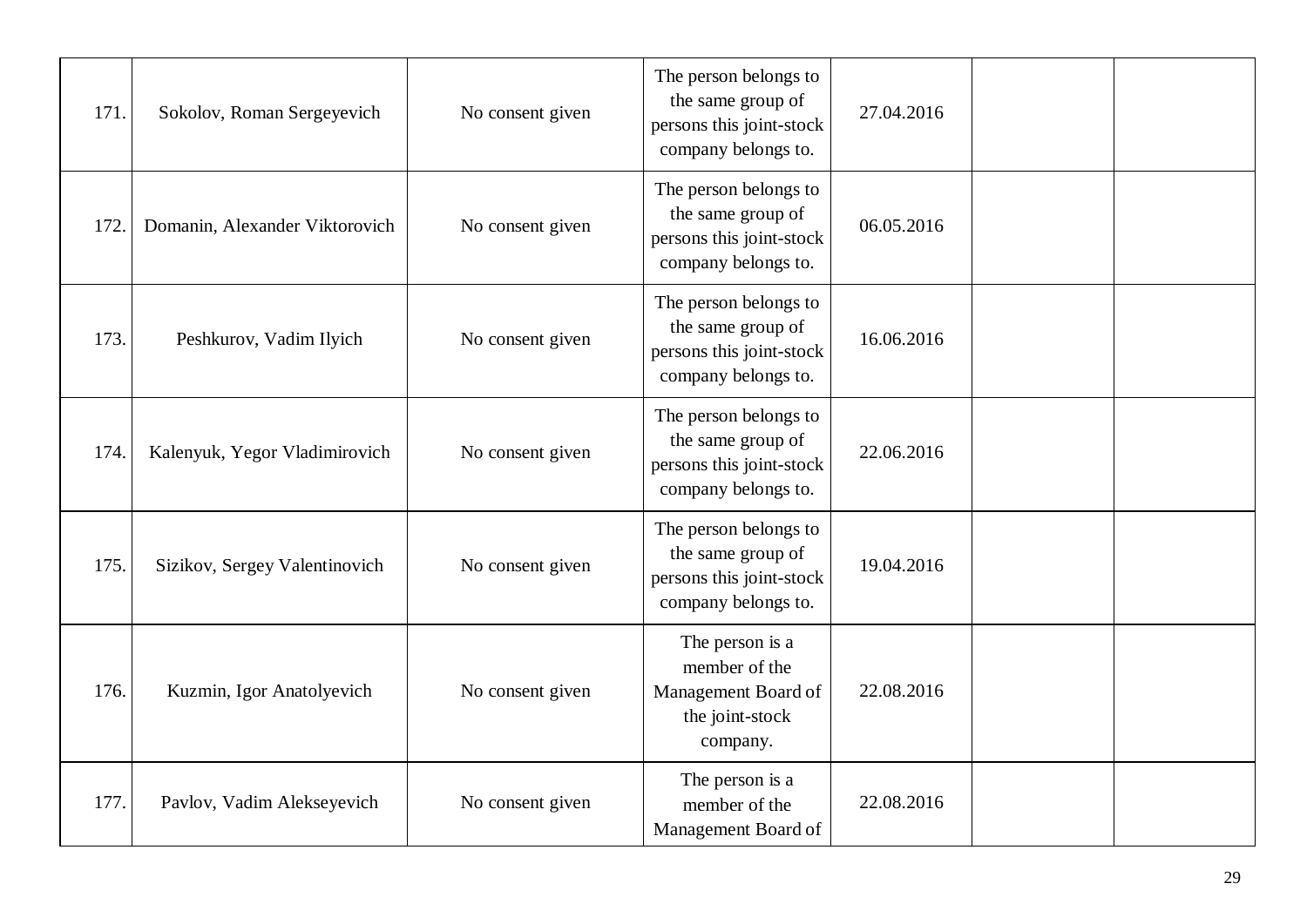| | | | | | | |
|---|---|---|---|---|---|---|
| 171. | Sokolov, Roman Sergeyevich | No consent given | The person belongs to the same group of persons this joint-stock company belongs to. | 27.04.2016 | | |
| 172. | Domanin, Alexander Viktorovich | No consent given | The person belongs to the same group of persons this joint-stock company belongs to. | 06.05.2016 | | |
| 173. | Peshkurov, Vadim Ilyich | No consent given | The person belongs to the same group of persons this joint-stock company belongs to. | 16.06.2016 | | |
| 174. | Kalenyuk, Yegor Vladimirovich | No consent given | The person belongs to the same group of persons this joint-stock company belongs to. | 22.06.2016 | | |
| 175. | Sizikov, Sergey Valentinovich | No consent given | The person belongs to the same group of persons this joint-stock company belongs to. | 19.04.2016 | | |
| 176. | Kuzmin, Igor Anatolyevich | No consent given | The person is a member of the Management Board of the joint-stock company. | 22.08.2016 | | |
| 177. | Pavlov, Vadim Alekseyevich | No consent given | The person is a member of the Management Board of | 22.08.2016 | | |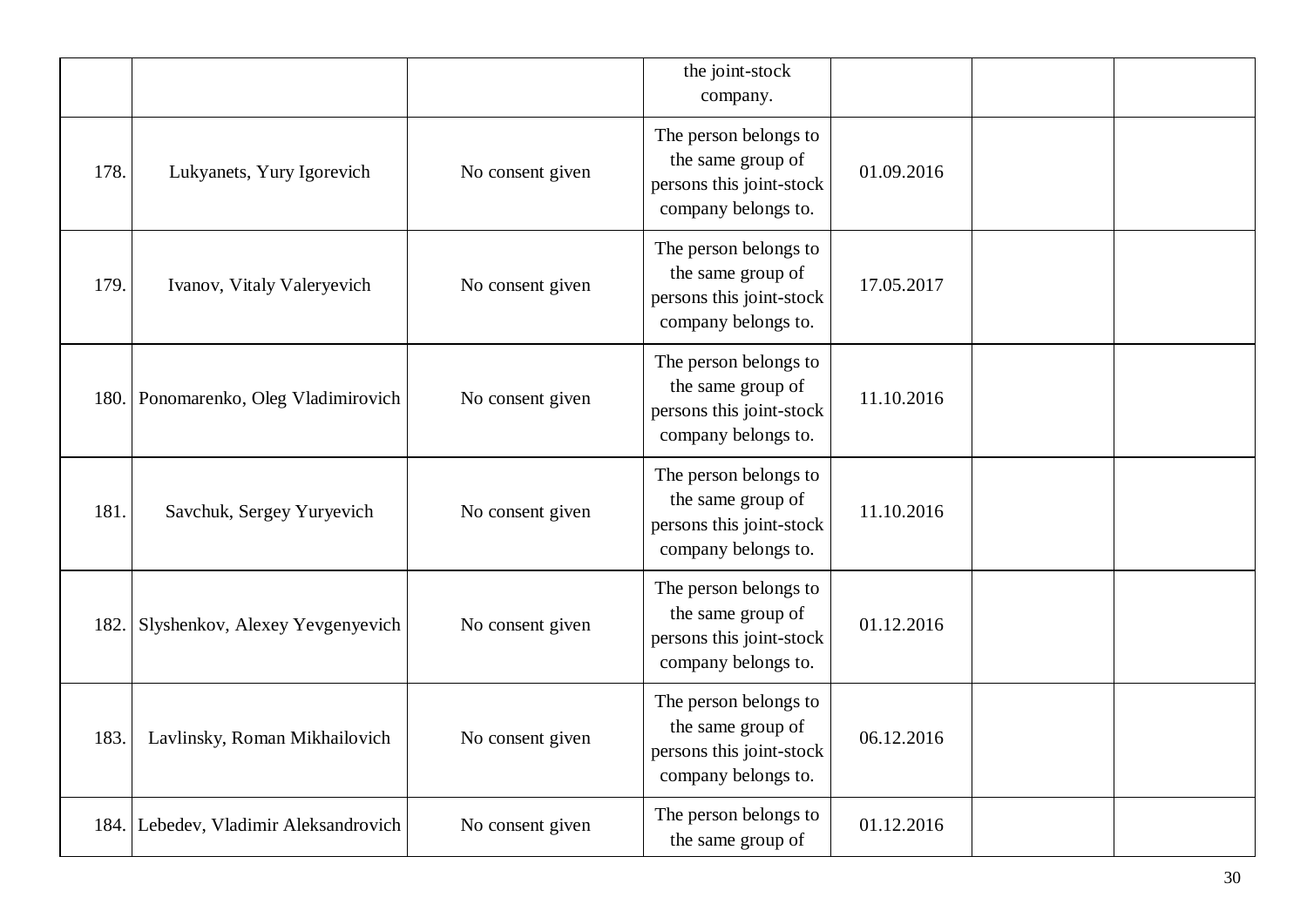| | | | | | | |
|---|---|---|---|---|---|---|
| | | | the joint-stock company. | | | |
| 178. | Lukyanets, Yury Igorevich | No consent given | The person belongs to the same group of persons this joint-stock company belongs to. | 01.09.2016 | | |
| 179. | Ivanov, Vitaly Valeryevich | No consent given | The person belongs to the same group of persons this joint-stock company belongs to. | 17.05.2017 | | |
| 180. | Ponomarenko, Oleg Vladimirovich | No consent given | The person belongs to the same group of persons this joint-stock company belongs to. | 11.10.2016 | | |
| 181. | Savchuk, Sergey Yuryevich | No consent given | The person belongs to the same group of persons this joint-stock company belongs to. | 11.10.2016 | | |
| 182. | Slyshenkov, Alexey Yevgenyevich | No consent given | The person belongs to the same group of persons this joint-stock company belongs to. | 01.12.2016 | | |
| 183. | Lavlinsky, Roman Mikhailovich | No consent given | The person belongs to the same group of persons this joint-stock company belongs to. | 06.12.2016 | | |
| 184. | Lebedev, Vladimir Aleksandrovich | No consent given | The person belongs to the same group of | 01.12.2016 | | |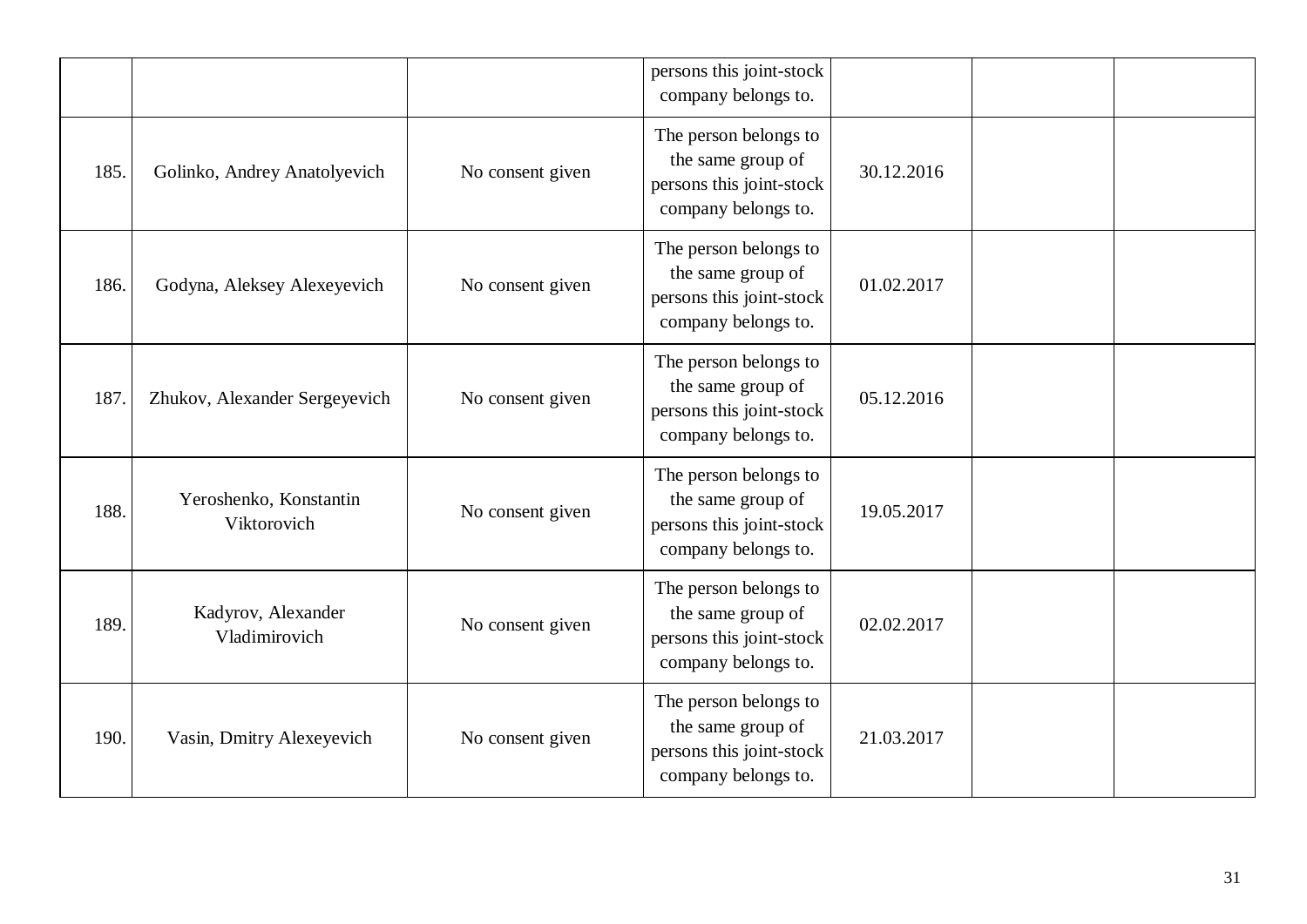|  |  |  | persons this joint-stock company belongs to. |  |  |  |
|---|---|---|---|---|---|---|
| 185. | Golinko, Andrey Anatolyevich | No consent given | The person belongs to the same group of persons this joint-stock company belongs to. | 30.12.2016 |  |  |
| 186. | Godyna, Aleksey Alexeyevich | No consent given | The person belongs to the same group of persons this joint-stock company belongs to. | 01.02.2017 |  |  |
| 187. | Zhukov, Alexander Sergeyevich | No consent given | The person belongs to the same group of persons this joint-stock company belongs to. | 05.12.2016 |  |  |
| 188. | Yeroshenko, Konstantin Viktorovich | No consent given | The person belongs to the same group of persons this joint-stock company belongs to. | 19.05.2017 |  |  |
| 189. | Kadyrov, Alexander Vladimirovich | No consent given | The person belongs to the same group of persons this joint-stock company belongs to. | 02.02.2017 |  |  |
| 190. | Vasin, Dmitry Alexeyevich | No consent given | The person belongs to the same group of persons this joint-stock company belongs to. | 21.03.2017 |  |  |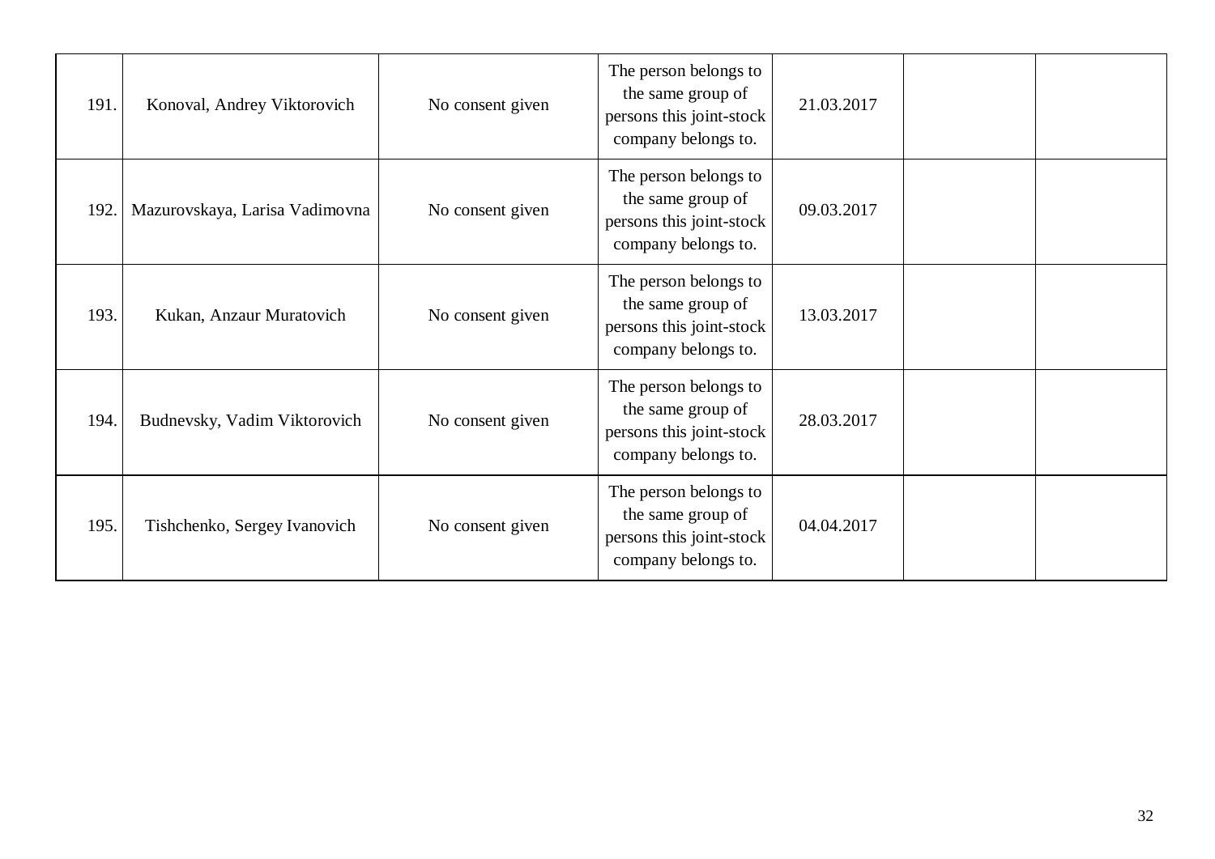| | | | | | | |
|---|---|---|---|---|---|---|
| 191. | Konoval, Andrey Viktorovich | No consent given | The person belongs to the same group of persons this joint-stock company belongs to. | 21.03.2017 | | |
| 192. | Mazurovskaya, Larisa Vadimovna | No consent given | The person belongs to the same group of persons this joint-stock company belongs to. | 09.03.2017 | | |
| 193. | Kukan, Anzaur Muratovich | No consent given | The person belongs to the same group of persons this joint-stock company belongs to. | 13.03.2017 | | |
| 194. | Budnevsky, Vadim Viktorovich | No consent given | The person belongs to the same group of persons this joint-stock company belongs to. | 28.03.2017 | | |
| 195. | Tishchenko, Sergey Ivanovich | No consent given | The person belongs to the same group of persons this joint-stock company belongs to. | 04.04.2017 | | |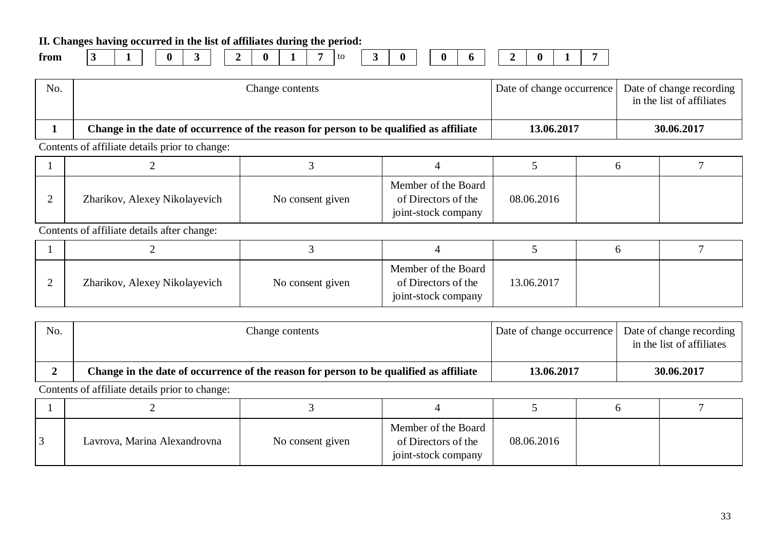**II. Changes having occurred in the list of affiliates during the period:**

**from** | **3** | **1** | | **0** | **3** | | **2** | **0** | **1** | **7** | to | **3** | **0** | | **0** | **6** | | **2** | **0** | **1** | **7** |

| No. | Change contents | Date of change occurrence | Date of change recording in the list of affiliates |
|---|---|---|---|
| **1** | **Change in the date of occurrence of the reason for person to be qualified as affiliate** | **13.06.2017** | **30.06.2017** |

Contents of affiliate details prior to change:

| 1 | 2 | 3 | 4 | 5 | 6 | 7 |
|---|---|---|---|---|---|---|
| 2 | Zharikov, Alexey Nikolayevich | No consent given | Member of the Board of Directors of the joint-stock company | 08.06.2016 | | |

Contents of affiliate details after change:

| 1 | 2 | 3 | 4 | 5 | 6 | 7 |
|---|---|---|---|---|---|---|
| 2 | Zharikov, Alexey Nikolayevich | No consent given | Member of the Board of Directors of the joint-stock company | 13.06.2017 | | |

| No. | Change contents | Date of change occurrence | Date of change recording in the list of affiliates |
|---|---|---|---|
| **2** | **Change in the date of occurrence of the reason for person to be qualified as affiliate** | **13.06.2017** | **30.06.2017** |

Contents of affiliate details prior to change:

| 1 | 2 | 3 | 4 | 5 | 6 | 7 |
|---|---|---|---|---|---|---|
| 3 | Lavrova, Marina Alexandrovna | No consent given | Member of the Board of Directors of the joint-stock company | 08.06.2016 | | |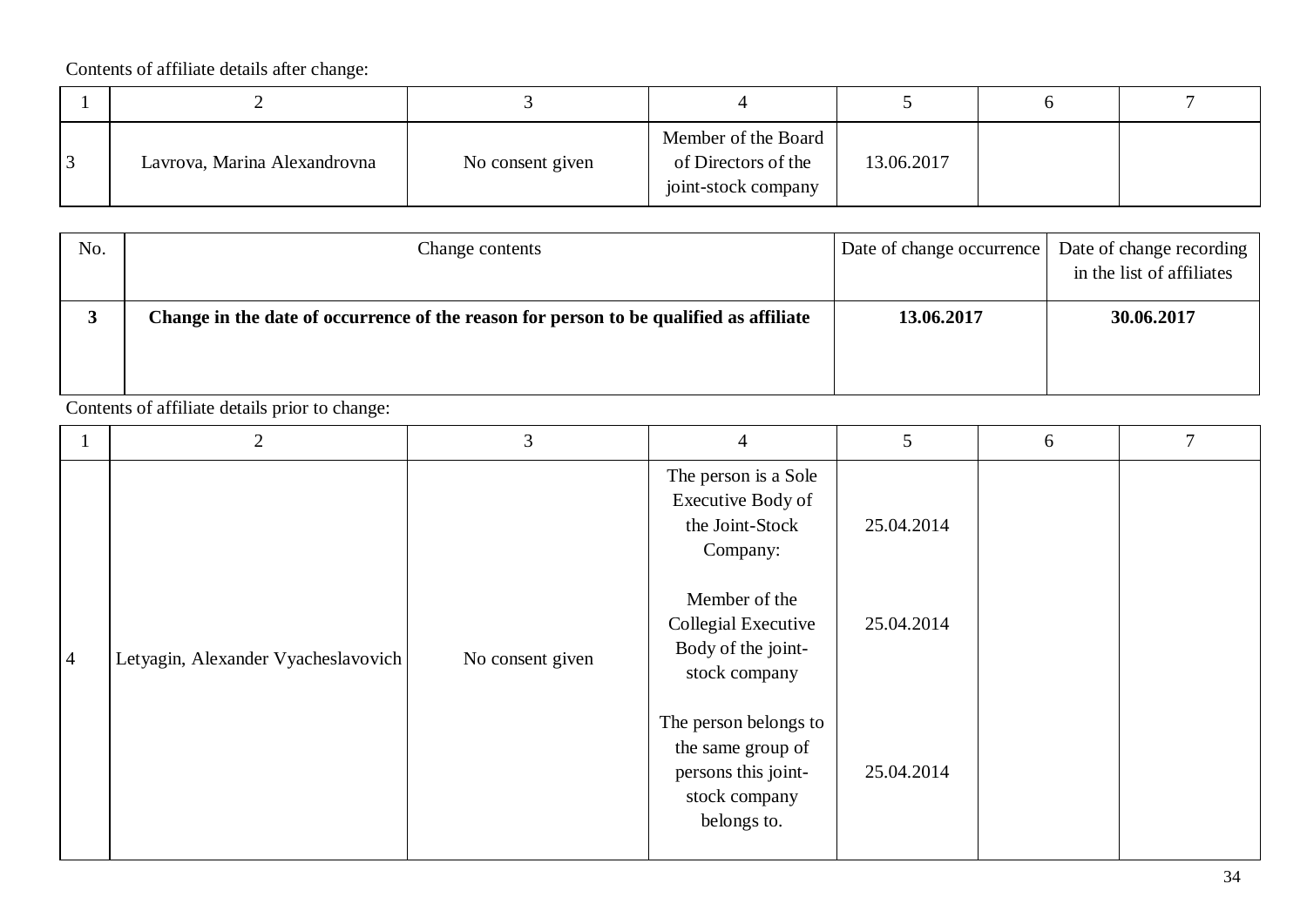Contents of affiliate details after change:

| 1 | 2 | 3 | 4 | 5 | 6 | 7 |
|---|---|---|---|---|---|---|
| 3 | Lavrova, Marina Alexandrovna | No consent given | Member of the Board of Directors of the joint-stock company | 13.06.2017 | | |

| No. | Change contents | Date of change occurrence | Date of change recording in the list of affiliates |
|---|---|---|---|
| **3** | **Change in the date of occurrence of the reason for person to be qualified as affiliate** | **13.06.2017** | **30.06.2017** |

Contents of affiliate details prior to change:

| 1 | 2 | 3 | 4 | 5 | 6 | 7 |
|---|---|---|---|---|---|---|
| 4 | Letyagin, Alexander Vyacheslavovich | No consent given | The person is a Sole Executive Body of the Joint-Stock Company:<br><br>Member of the Collegial Executive Body of the joint-stock company<br><br>The person belongs to the same group of persons this joint-stock company belongs to. | 25.04.2014<br><br>25.04.2014<br><br>25.04.2014 | | |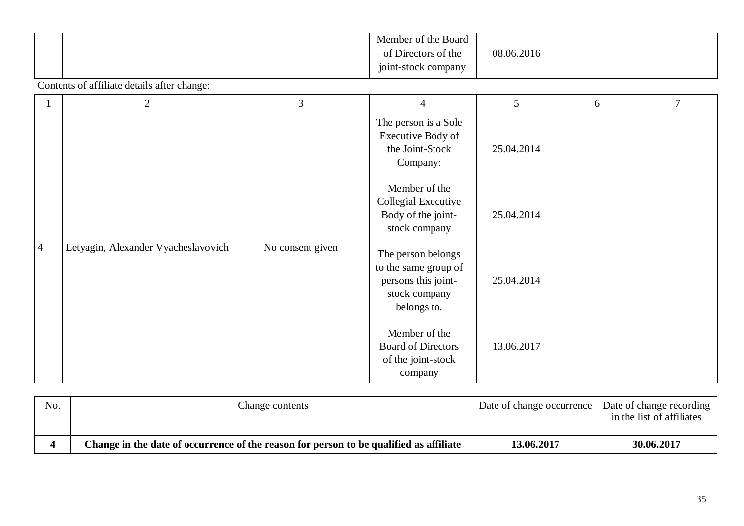|  |  |  | Member of the Board of Directors of the joint-stock company | 08.06.2016 |  |  |
|---|---|---|---|---|---|---|

Contents of affiliate details after change:

| 1 | 2 | 3 | 4 | 5 | 6 | 7 |
|---|---|---|---|---|---|---|
| 4 | Letyagin, Alexander Vyacheslavovich | No consent given | The person is a Sole Executive Body of the Joint-Stock Company:<br><br>Member of the Collegial Executive Body of the joint-stock company<br><br>The person belongs to the same group of persons this joint-stock company belongs to.<br><br>Member of the Board of Directors of the joint-stock company | 25.04.2014<br><br>25.04.2014<br><br>25.04.2014<br><br>13.06.2017 |  |  |

| No. | Change contents | Date of change occurrence | Date of change recording in the list of affiliates |
|---|---|---|---|
| **4** | **Change in the date of occurrence of the reason for person to be qualified as affiliate** | **13.06.2017** | **30.06.2017** |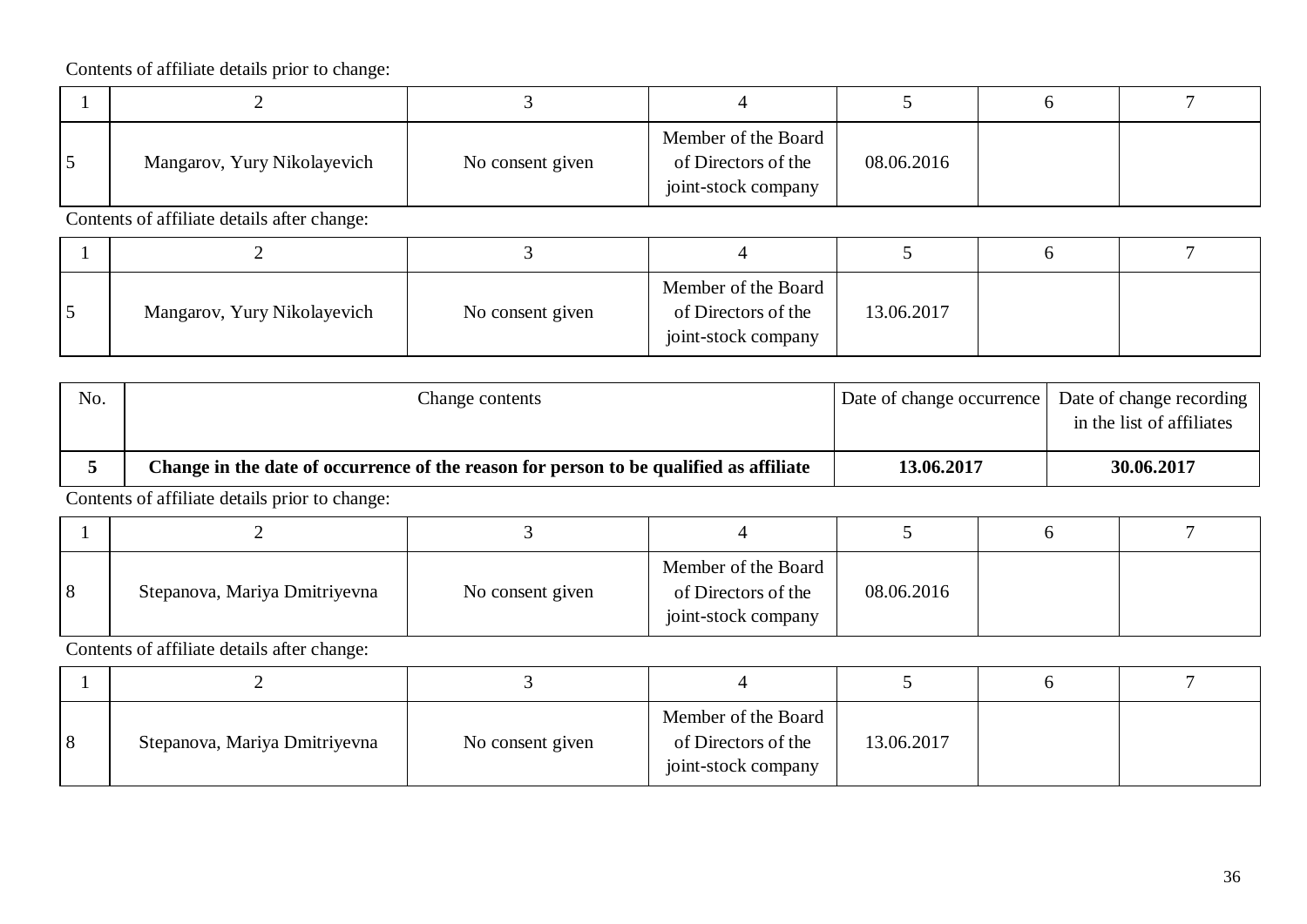Contents of affiliate details prior to change:

| 1 | 2 | 3 | 4 | 5 | 6 | 7 |
|---|---|---|---|---|---|---|
| 5 | Mangarov, Yury Nikolayevich | No consent given | Member of the Board of Directors of the joint-stock company | 08.06.2016 | | |

Contents of affiliate details after change:

| 1 | 2 | 3 | 4 | 5 | 6 | 7 |
|---|---|---|---|---|---|---|
| 5 | Mangarov, Yury Nikolayevich | No consent given | Member of the Board of Directors of the joint-stock company | 13.06.2017 | | |

| No. | Change contents | Date of change occurrence | Date of change recording in the list of affiliates |
|---|---|---|---|
| **5** | **Change in the date of occurrence of the reason for person to be qualified as affiliate** | **13.06.2017** | **30.06.2017** |

Contents of affiliate details prior to change:

| 1 | 2 | 3 | 4 | 5 | 6 | 7 |
|---|---|---|---|---|---|---|
| 8 | Stepanova, Mariya Dmitriyevna | No consent given | Member of the Board of Directors of the joint-stock company | 08.06.2016 | | |

Contents of affiliate details after change:

| 1 | 2 | 3 | 4 | 5 | 6 | 7 |
|---|---|---|---|---|---|---|
| 8 | Stepanova, Mariya Dmitriyevna | No consent given | Member of the Board of Directors of the joint-stock company | 13.06.2017 | | |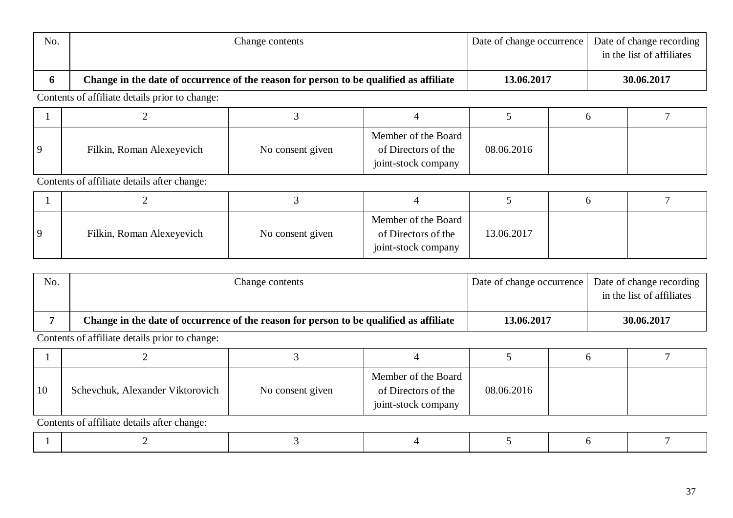| No. | Change contents | Date of change occurrence | Date of change recording in the list of affiliates |
|---|---|---|---|
| **6** | **Change in the date of occurrence of the reason for person to be qualified as affiliate** | **13.06.2017** | **30.06.2017** |

Contents of affiliate details prior to change:

| 1 | 2 | 3 | 4 | 5 | 6 | 7 |
|---|---|---|---|---|---|---|
| 9 | Filkin, Roman Alexeyevich | No consent given | Member of the Board of Directors of the joint-stock company | 08.06.2016 | | |

Contents of affiliate details after change:

| 1 | 2 | 3 | 4 | 5 | 6 | 7 |
|---|---|---|---|---|---|---|
| 9 | Filkin, Roman Alexeyevich | No consent given | Member of the Board of Directors of the joint-stock company | 13.06.2017 | | |

| No. | Change contents | Date of change occurrence | Date of change recording in the list of affiliates |
|---|---|---|---|
| **7** | **Change in the date of occurrence of the reason for person to be qualified as affiliate** | **13.06.2017** | **30.06.2017** |

Contents of affiliate details prior to change:

| 1 | 2 | 3 | 4 | 5 | 6 | 7 |
|---|---|---|---|---|---|---|
| 10 | Schevchuk, Alexander Viktorovich | No consent given | Member of the Board of Directors of the joint-stock company | 08.06.2016 | | |

Contents of affiliate details after change:

| 1 | 2 | 3 | 4 | 5 | 6 | 7 |
|---|---|---|---|---|---|---|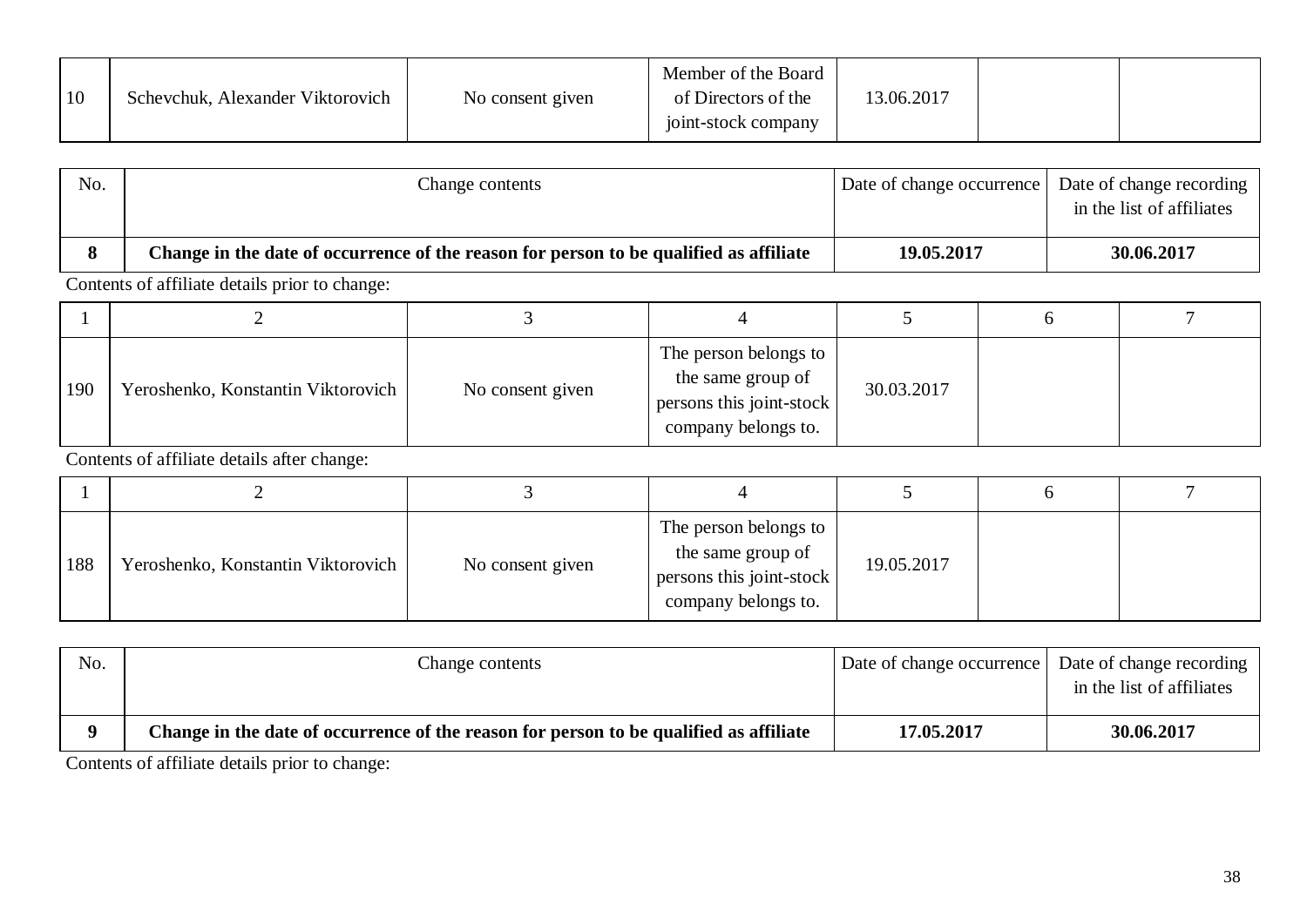| 10 | Schevchuk, Alexander Viktorovich | No consent given | Member of the Board of Directors of the joint-stock company | 13.06.2017 | | |
|---|---|---|---|---|---|---|

| No. | Change contents | Date of change occurrence | Date of change recording in the list of affiliates |
|---|---|---|---|
| **8** | **Change in the date of occurrence of the reason for person to be qualified as affiliate** | **19.05.2017** | **30.06.2017** |

Contents of affiliate details prior to change:

| 1 | 2 | 3 | 4 | 5 | 6 | 7 |
|---|---|---|---|---|---|---|
| 190 | Yeroshenko, Konstantin Viktorovich | No consent given | The person belongs to the same group of persons this joint-stock company belongs to. | 30.03.2017 | | |

Contents of affiliate details after change:

| 1 | 2 | 3 | 4 | 5 | 6 | 7 |
|---|---|---|---|---|---|---|
| 188 | Yeroshenko, Konstantin Viktorovich | No consent given | The person belongs to the same group of persons this joint-stock company belongs to. | 19.05.2017 | | |

| No. | Change contents | Date of change occurrence | Date of change recording in the list of affiliates |
|---|---|---|---|
| **9** | **Change in the date of occurrence of the reason for person to be qualified as affiliate** | **17.05.2017** | **30.06.2017** |

Contents of affiliate details prior to change: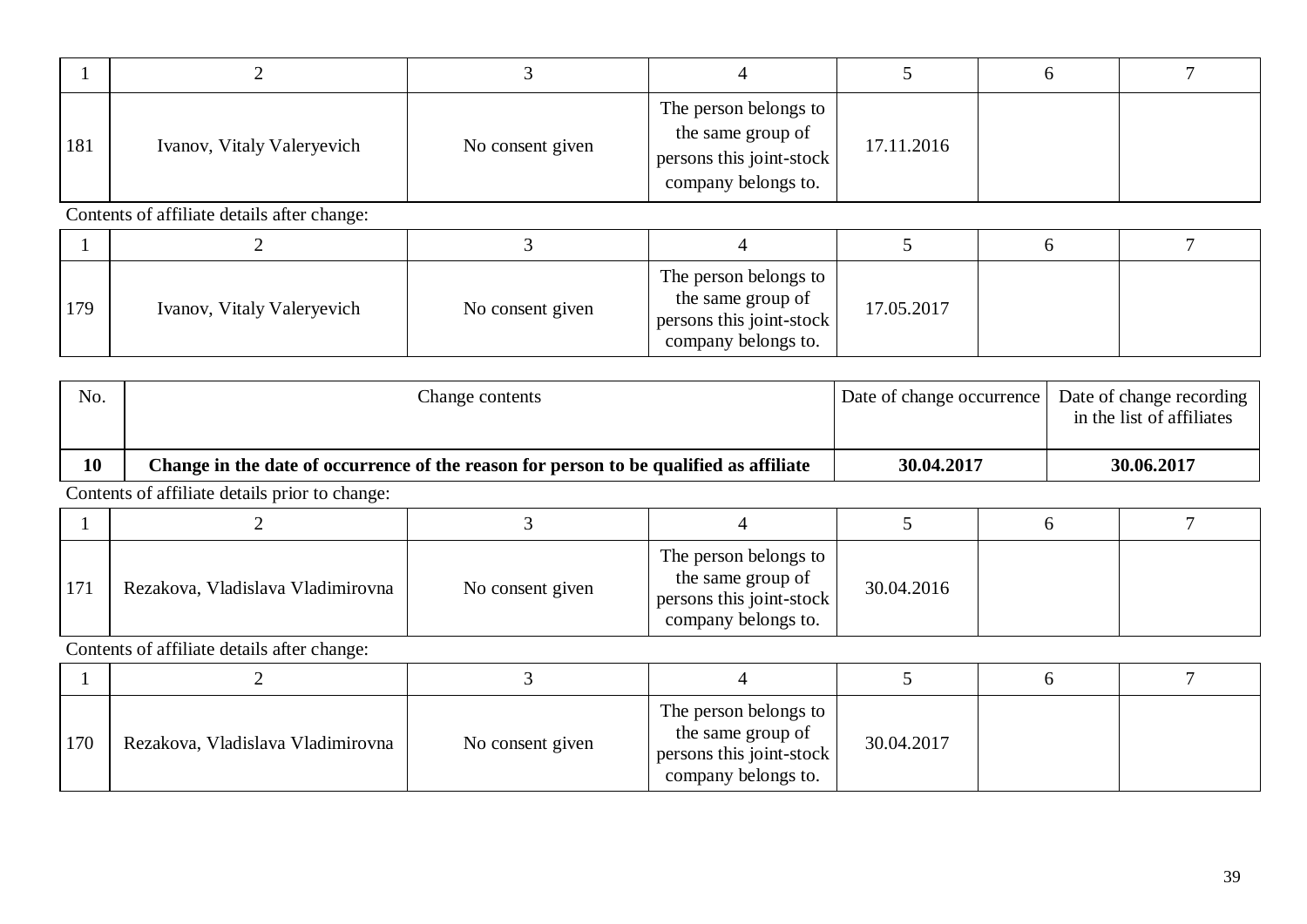| 1 | 2 | 3 | 4 | 5 | 6 | 7 |
|---|---|---|---|---|---|---|
| 181 | Ivanov, Vitaly Valeryevich | No consent given | The person belongs to the same group of persons this joint-stock company belongs to. | 17.11.2016 | | |

Contents of affiliate details after change:

| 1 | 2 | 3 | 4 | 5 | 6 | 7 |
|---|---|---|---|---|---|---|
| 179 | Ivanov, Vitaly Valeryevich | No consent given | The person belongs to the same group of persons this joint-stock company belongs to. | 17.05.2017 | | |

| No. | Change contents | Date of change occurrence | Date of change recording in the list of affiliates |
|---|---|---|---|
| **10** | **Change in the date of occurrence of the reason for person to be qualified as affiliate** | **30.04.2017** | **30.06.2017** |

Contents of affiliate details prior to change:

| 1 | 2 | 3 | 4 | 5 | 6 | 7 |
|---|---|---|---|---|---|---|
| 171 | Rezakova, Vladislava Vladimirovna | No consent given | The person belongs to the same group of persons this joint-stock company belongs to. | 30.04.2016 | | |

Contents of affiliate details after change:

| 1 | 2 | 3 | 4 | 5 | 6 | 7 |
|---|---|---|---|---|---|---|
| 170 | Rezakova, Vladislava Vladimirovna | No consent given | The person belongs to the same group of persons this joint-stock company belongs to. | 30.04.2017 | | |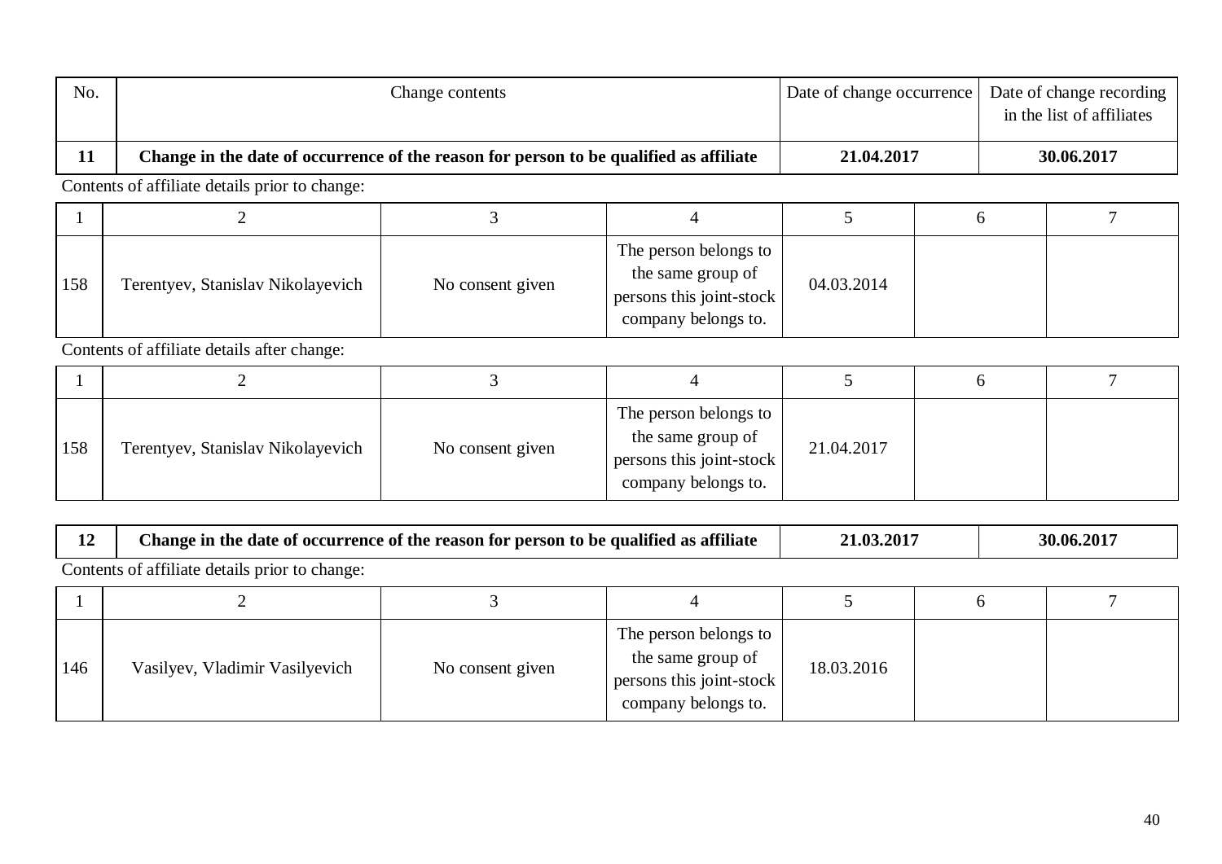| No. | Change contents | Date of change occurrence | Date of change recording in the list of affiliates |
|---|---|---|---|
| **11** | **Change in the date of occurrence of the reason for person to be qualified as affiliate** | **21.04.2017** | **30.06.2017** |

Contents of affiliate details prior to change:

| 1 | 2 | 3 | 4 | 5 | 6 | 7 |
|---|---|---|---|---|---|---|
| 158 | Terentyev, Stanislav Nikolayevich | No consent given | The person belongs to the same group of persons this joint-stock company belongs to. | 04.03.2014 | | |

Contents of affiliate details after change:

| 1 | 2 | 3 | 4 | 5 | 6 | 7 |
|---|---|---|---|---|---|---|
| 158 | Terentyev, Stanislav Nikolayevich | No consent given | The person belongs to the same group of persons this joint-stock company belongs to. | 21.04.2017 | | |

| | | | |
|---|---|---|---|
| **12** | **Change in the date of occurrence of the reason for person to be qualified as affiliate** | **21.03.2017** | **30.06.2017** |

Contents of affiliate details prior to change:

| 1 | 2 | 3 | 4 | 5 | 6 | 7 |
|---|---|---|---|---|---|---|
| 146 | Vasilyev, Vladimir Vasilyevich | No consent given | The person belongs to the same group of persons this joint-stock company belongs to. | 18.03.2016 | | |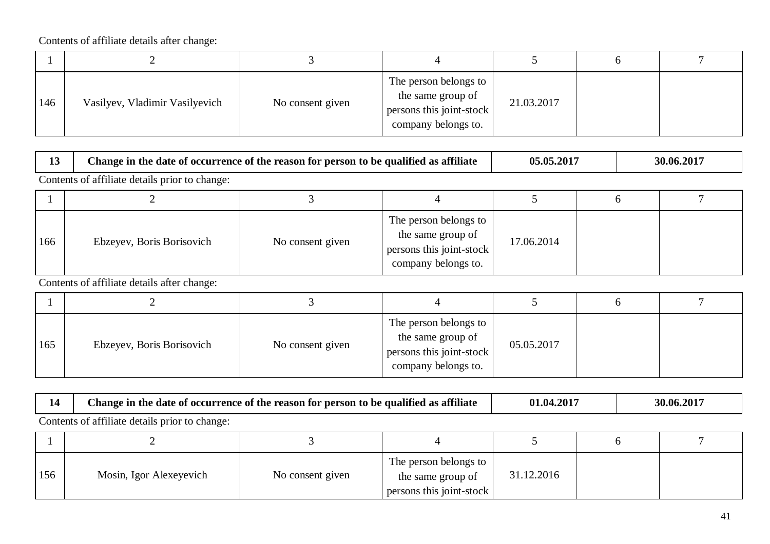Contents of affiliate details after change:

| 1 | 2 | 3 | 4 | 5 | 6 | 7 |
|---|---|---|---|---|---|---|
| 146 | Vasilyev, Vladimir Vasilyevich | No consent given | The person belongs to the same group of persons this joint-stock company belongs to. | 21.03.2017 | | |

| 13 | Change in the date of occurrence of the reason for person to be qualified as affiliate | 05.05.2017 | 30.06.2017 |
|---|---|---|---|

Contents of affiliate details prior to change:

| 1 | 2 | 3 | 4 | 5 | 6 | 7 |
|---|---|---|---|---|---|---|
| 166 | Ebzeyev, Boris Borisovich | No consent given | The person belongs to the same group of persons this joint-stock company belongs to. | 17.06.2014 | | |

Contents of affiliate details after change:

| 1 | 2 | 3 | 4 | 5 | 6 | 7 |
|---|---|---|---|---|---|---|
| 165 | Ebzeyev, Boris Borisovich | No consent given | The person belongs to the same group of persons this joint-stock company belongs to. | 05.05.2017 | | |

| 14 | Change in the date of occurrence of the reason for person to be qualified as affiliate | 01.04.2017 | 30.06.2017 |
|---|---|---|---|

Contents of affiliate details prior to change:

| 1 | 2 | 3 | 4 | 5 | 6 | 7 |
|---|---|---|---|---|---|---|
| 156 | Mosin, Igor Alexeyevich | No consent given | The person belongs to the same group of persons this joint-stock | 31.12.2016 | | |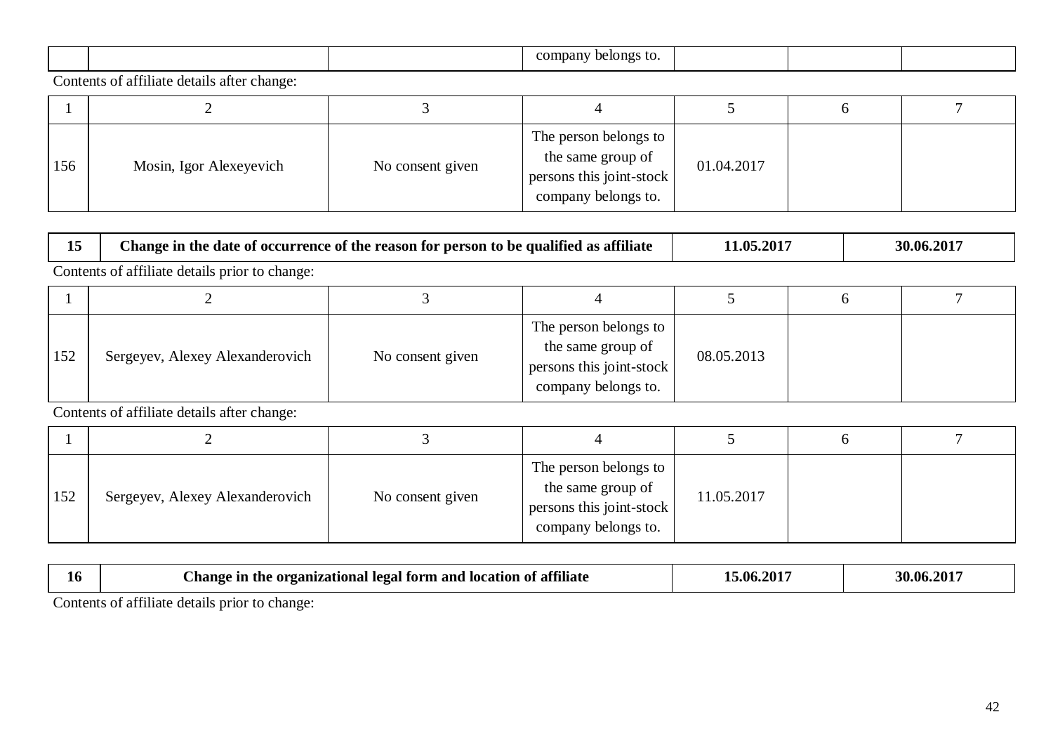| | | | company belongs to. | | | |
|---|---|---|---|---|---|---|

Contents of affiliate details after change:

| 1 | 2 | 3 | 4 | 5 | 6 | 7 |
|---|---|---|---|---|---|---|
| 156 | Mosin, Igor Alexeyevich | No consent given | The person belongs to the same group of persons this joint-stock company belongs to. | 01.04.2017 | | |

| **15** | **Change in the date of occurrence of the reason for person to be qualified as affiliate** | **11.05.2017** | **30.06.2017** |
|---|---|---|---|

Contents of affiliate details prior to change:

| 1 | 2 | 3 | 4 | 5 | 6 | 7 |
|---|---|---|---|---|---|---|
| 152 | Sergeyev, Alexey Alexanderovich | No consent given | The person belongs to the same group of persons this joint-stock company belongs to. | 08.05.2013 | | |

Contents of affiliate details after change:

| 1 | 2 | 3 | 4 | 5 | 6 | 7 |
|---|---|---|---|---|---|---|
| 152 | Sergeyev, Alexey Alexanderovich | No consent given | The person belongs to the same group of persons this joint-stock company belongs to. | 11.05.2017 | | |

| **16** | **Change in the organizational legal form and location of affiliate** | **15.06.2017** | **30.06.2017** |
|---|---|---|---|

Contents of affiliate details prior to change: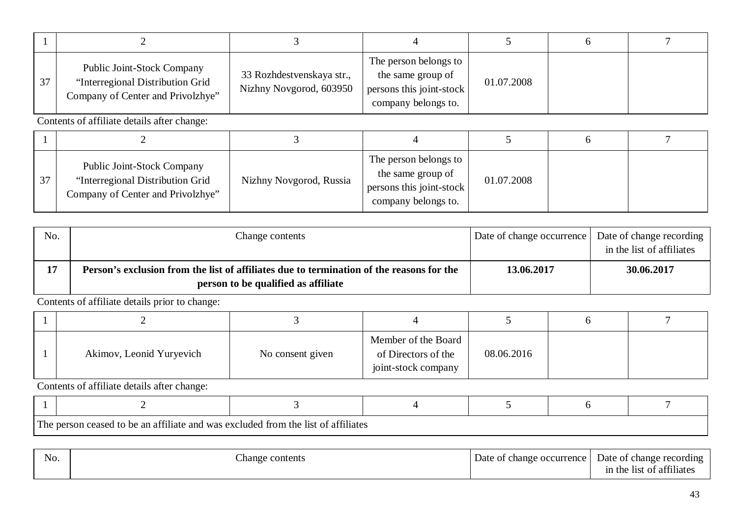| 1 | 2 | 3 | 4 | 5 | 6 | 7 |
|---|---|---|---|---|---|---|
| 37 | Public Joint-Stock Company “Interregional Distribution Grid Company of Center and Privolzhye” | 33 Rozhdestvenskaya str., Nizhny Novgorod, 603950 | The person belongs to the same group of persons this joint-stock company belongs to. | 01.07.2008 | | |

Contents of affiliate details after change:

| 1 | 2 | 3 | 4 | 5 | 6 | 7 |
|---|---|---|---|---|---|---|
| 37 | Public Joint-Stock Company “Interregional Distribution Grid Company of Center and Privolzhye” | Nizhny Novgorod, Russia | The person belongs to the same group of persons this joint-stock company belongs to. | 01.07.2008 | | |

| No. | Change contents | Date of change occurrence | Date of change recording in the list of affiliates |
|---|---|---|---|
| **17** | **Person’s exclusion from the list of affiliates due to termination of the reasons for the person to be qualified as affiliate** | **13.06.2017** | **30.06.2017** |

Contents of affiliate details prior to change:

| 1 | 2 | 3 | 4 | 5 | 6 | 7 |
|---|---|---|---|---|---|---|
| 1 | Akimov, Leonid Yuryevich | No consent given | Member of the Board of Directors of the joint-stock company | 08.06.2016 | | |

Contents of affiliate details after change:

| 1 | 2 | 3 | 4 | 5 | 6 | 7 |
|---|---|---|---|---|---|---|
| The person ceased to be an affiliate and was excluded from the list of affiliates | | | | | | |

| No. | Change contents | Date of change occurrence | Date of change recording in the list of affiliates |
|---|---|---|---|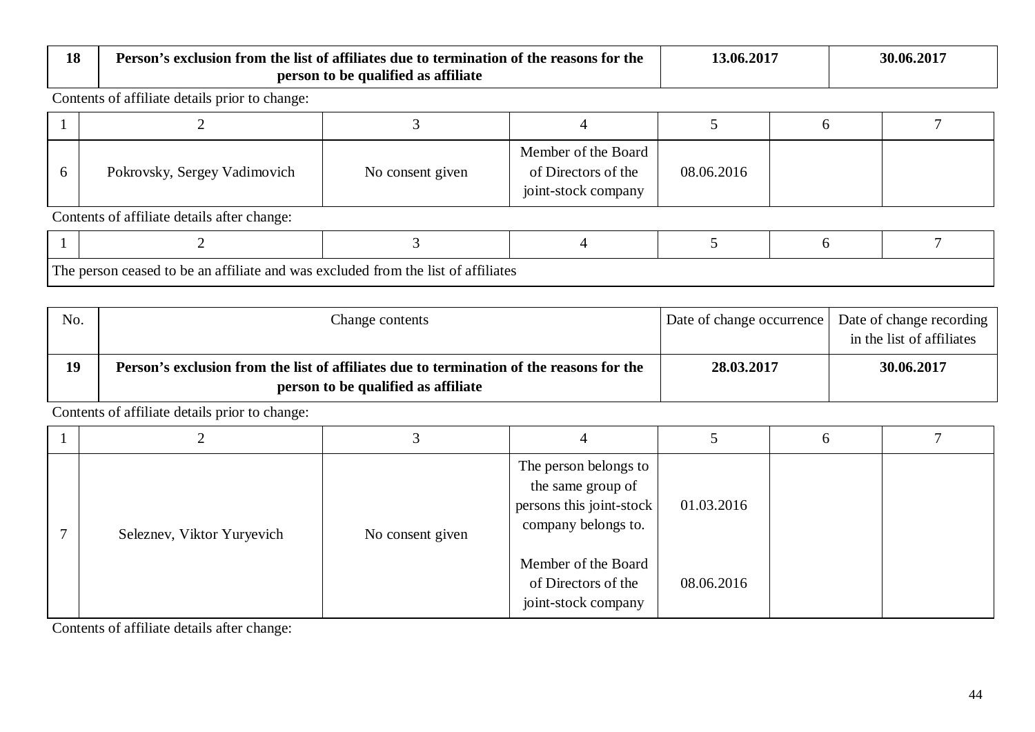| 18 | Person's exclusion from the list of affiliates due to termination of the reasons for the person to be qualified as affiliate | 13.06.2017 | 30.06.2017 |
|---|---|---|---|

Contents of affiliate details prior to change:

| 1 | 2 | 3 | 4 | 5 | 6 | 7 |
|---|---|---|---|---|---|---|
| 6 | Pokrovsky, Sergey Vadimovich | No consent given | Member of the Board of Directors of the joint-stock company | 08.06.2016 | | |

Contents of affiliate details after change:

| 1 | 2 | 3 | 4 | 5 | 6 | 7 |
|---|---|---|---|---|---|---|
| The person ceased to be an affiliate and was excluded from the list of affiliates | | | | | | |

| No. | Change contents | Date of change occurrence | Date of change recording in the list of affiliates |
|---|---|---|---|
| **19** | **Person's exclusion from the list of affiliates due to termination of the reasons for the person to be qualified as affiliate** | **28.03.2017** | **30.06.2017** |

Contents of affiliate details prior to change:

| 1 | 2 | 3 | 4 | 5 | 6 | 7 |
|---|---|---|---|---|---|---|
| 7 | Seleznev, Viktor Yuryevich | No consent given | The person belongs to the same group of persons this joint-stock company belongs to. | 01.03.2016 | | |
| | | | Member of the Board of Directors of the joint-stock company | 08.06.2016 | | |

Contents of affiliate details after change: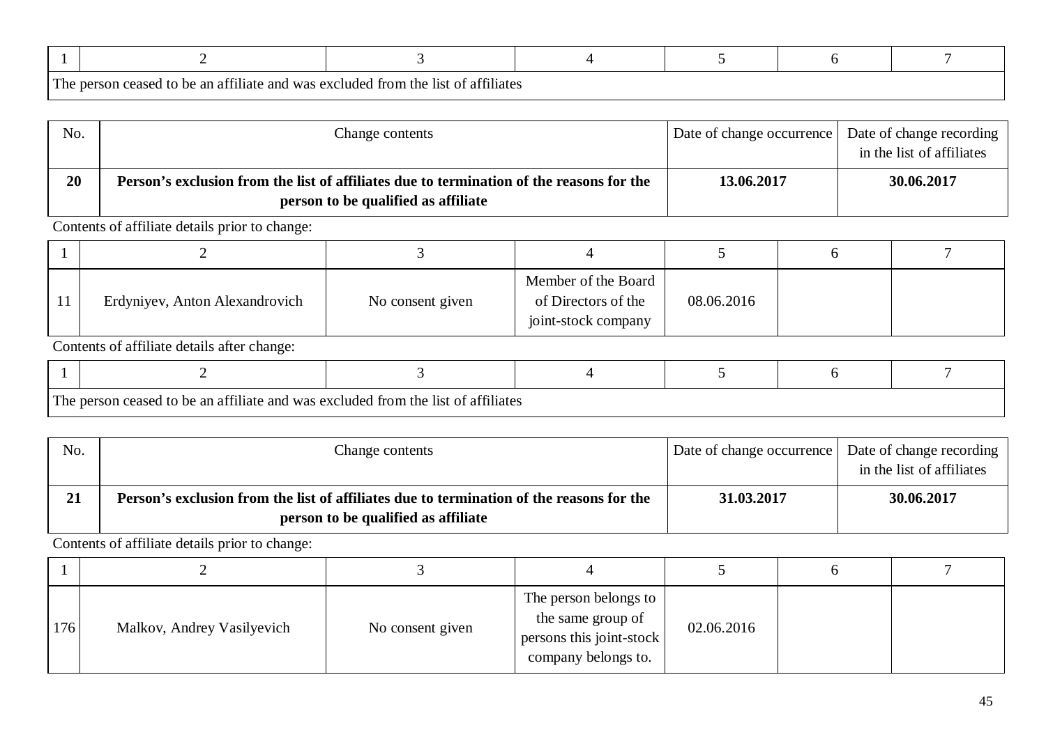| 1 | 2 | 3 | 4 | 5 | 6 | 7 |
|---|---|---|---|---|---|---|
| The person ceased to be an affiliate and was excluded from the list of affiliates | | | | | | |

| No. | Change contents | Date of change occurrence | Date of change recording in the list of affiliates |
|---|---|---|---|
| **20** | **Person's exclusion from the list of affiliates due to termination of the reasons for the person to be qualified as affiliate** | **13.06.2017** | **30.06.2017** |

Contents of affiliate details prior to change:

| 1 | 2 | 3 | 4 | 5 | 6 | 7 |
|---|---|---|---|---|---|---|
| 11 | Erdyniyev, Anton Alexandrovich | No consent given | Member of the Board of Directors of the joint-stock company | 08.06.2016 | | |

Contents of affiliate details after change:

| 1 | 2 | 3 | 4 | 5 | 6 | 7 |
|---|---|---|---|---|---|---|
| The person ceased to be an affiliate and was excluded from the list of affiliates | | | | | | |

| No. | Change contents | Date of change occurrence | Date of change recording in the list of affiliates |
|---|---|---|---|
| **21** | **Person's exclusion from the list of affiliates due to termination of the reasons for the person to be qualified as affiliate** | **31.03.2017** | **30.06.2017** |

Contents of affiliate details prior to change:

| 1 | 2 | 3 | 4 | 5 | 6 | 7 |
|---|---|---|---|---|---|---|
| 176 | Malkov, Andrey Vasilyevich | No consent given | The person belongs to the same group of persons this joint-stock company belongs to. | 02.06.2016 | | |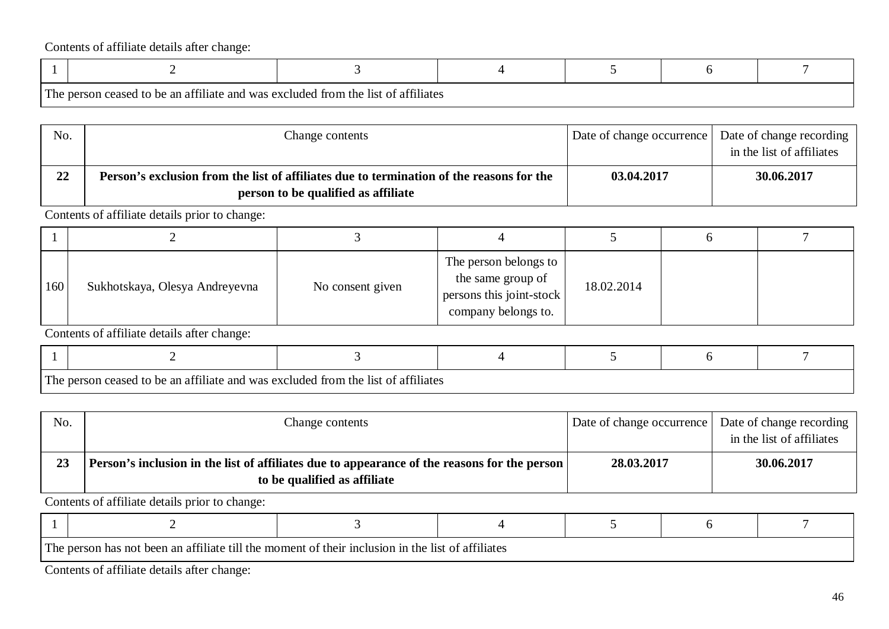Contents of affiliate details after change:

| 1 | 2 | 3 | 4 | 5 | 6 | 7 |
|---|---|---|---|---|---|---|
| The person ceased to be an affiliate and was excluded from the list of affiliates | | | | | | |

| No. | Change contents | Date of change occurrence | Date of change recording in the list of affiliates |
|---|---|---|---|
| **22** | **Person's exclusion from the list of affiliates due to termination of the reasons for the person to be qualified as affiliate** | **03.04.2017** | **30.06.2017** |

Contents of affiliate details prior to change:

| 1 | 2 | 3 | 4 | 5 | 6 | 7 |
|---|---|---|---|---|---|---|
| 160 | Sukhotskaya, Olesya Andreyevna | No consent given | The person belongs to the same group of persons this joint-stock company belongs to. | 18.02.2014 | | |

Contents of affiliate details after change:

| 1 | 2 | 3 | 4 | 5 | 6 | 7 |
|---|---|---|---|---|---|---|
| The person ceased to be an affiliate and was excluded from the list of affiliates | | | | | | |

| No. | Change contents | Date of change occurrence | Date of change recording in the list of affiliates |
|---|---|---|---|
| **23** | **Person's inclusion in the list of affiliates due to appearance of the reasons for the person to be qualified as affiliate** | **28.03.2017** | **30.06.2017** |

Contents of affiliate details prior to change:

| 1 | 2 | 3 | 4 | 5 | 6 | 7 |
|---|---|---|---|---|---|---|
| The person has not been an affiliate till the moment of their inclusion in the list of affiliates | | | | | | |

Contents of affiliate details after change: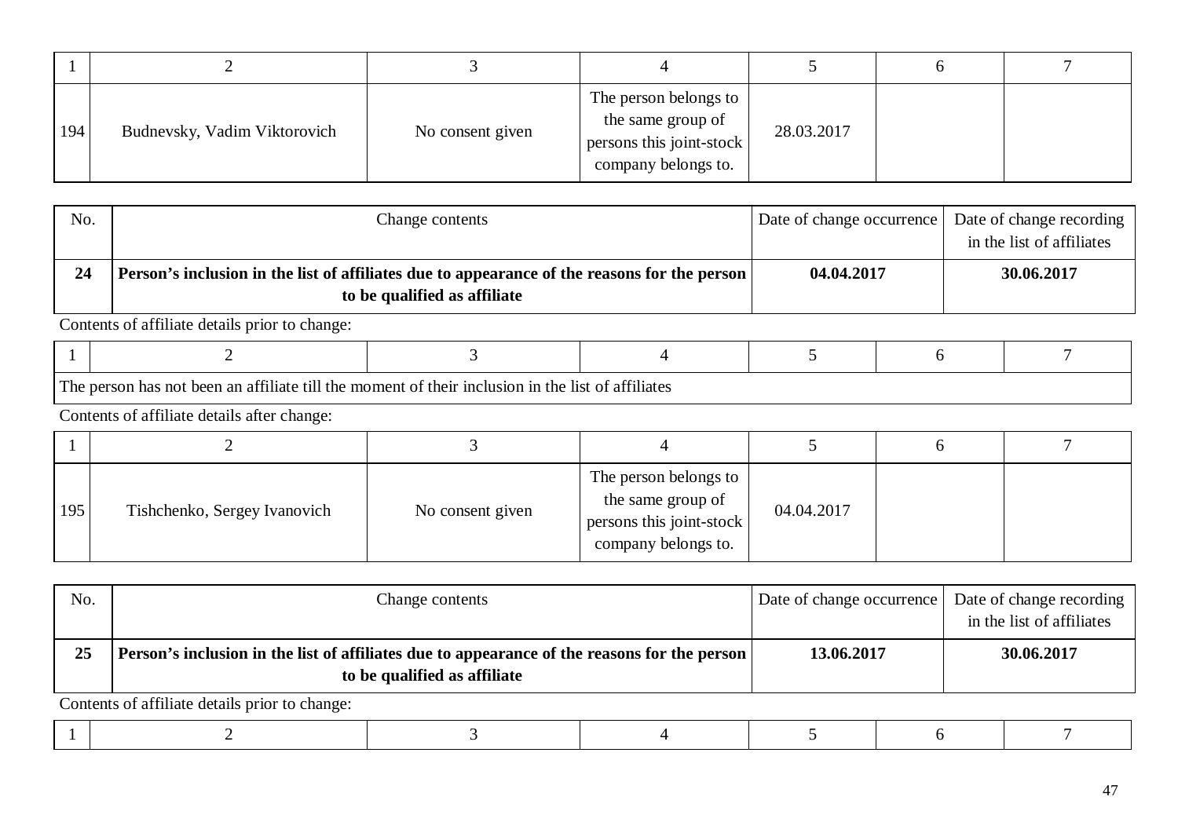| 1 | 2 | 3 | 4 | 5 | 6 | 7 |
|---|---|---|---|---|---|---|
| 194 | Budnevsky, Vadim Viktorovich | No consent given | The person belongs to the same group of persons this joint-stock company belongs to. | 28.03.2017 | | |

| No. | Change contents | Date of change occurrence | Date of change recording in the list of affiliates |
|---|---|---|---|
| **24** | **Person's inclusion in the list of affiliates due to appearance of the reasons for the person to be qualified as affiliate** | **04.04.2017** | **30.06.2017** |

Contents of affiliate details prior to change:

| 1 | 2 | 3 | 4 | 5 | 6 | 7 |
|---|---|---|---|---|---|---|
| The person has not been an affiliate till the moment of their inclusion in the list of affiliates | | | | | | |

Contents of affiliate details after change:

| 1 | 2 | 3 | 4 | 5 | 6 | 7 |
|---|---|---|---|---|---|---|
| 195 | Tishchenko, Sergey Ivanovich | No consent given | The person belongs to the same group of persons this joint-stock company belongs to. | 04.04.2017 | | |

| No. | Change contents | Date of change occurrence | Date of change recording in the list of affiliates |
|---|---|---|---|
| **25** | **Person's inclusion in the list of affiliates due to appearance of the reasons for the person to be qualified as affiliate** | **13.06.2017** | **30.06.2017** |

Contents of affiliate details prior to change:

| 1 | 2 | 3 | 4 | 5 | 6 | 7 |
|---|---|---|---|---|---|---|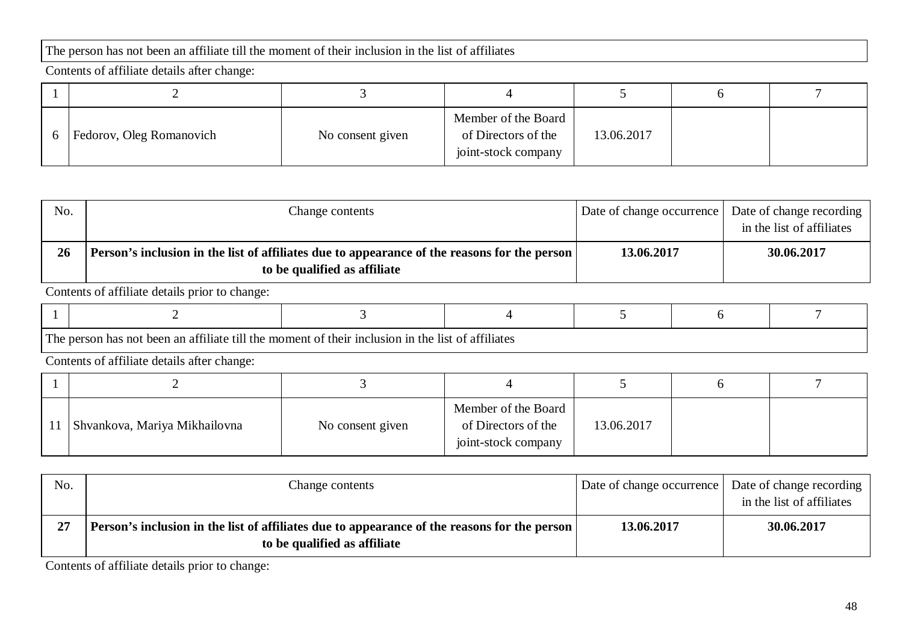| The person has not been an affiliate till the moment of their inclusion in the list of affiliates |
|---|

Contents of affiliate details after change:

| 1 | 2 | 3 | 4 | 5 | 6 | 7 |
|---|---|---|---|---|---|---|
| 6 | Fedorov, Oleg Romanovich | No consent given | Member of the Board of Directors of the joint-stock company | 13.06.2017 | | |

| No. | Change contents | Date of change occurrence | Date of change recording in the list of affiliates |
|---|---|---|---|
| **26** | **Person's inclusion in the list of affiliates due to appearance of the reasons for the person to be qualified as affiliate** | **13.06.2017** | **30.06.2017** |

Contents of affiliate details prior to change:

| 1 | 2 | 3 | 4 | 5 | 6 | 7 |
|---|---|---|---|---|---|---|
| The person has not been an affiliate till the moment of their inclusion in the list of affiliates | | | | | | |

Contents of affiliate details after change:

| 1 | 2 | 3 | 4 | 5 | 6 | 7 |
|---|---|---|---|---|---|---|
| 11 | Shvankova, Mariya Mikhailovna | No consent given | Member of the Board of Directors of the joint-stock company | 13.06.2017 | | |

| No. | Change contents | Date of change occurrence | Date of change recording in the list of affiliates |
|---|---|---|---|
| **27** | **Person's inclusion in the list of affiliates due to appearance of the reasons for the person to be qualified as affiliate** | **13.06.2017** | **30.06.2017** |

Contents of affiliate details prior to change: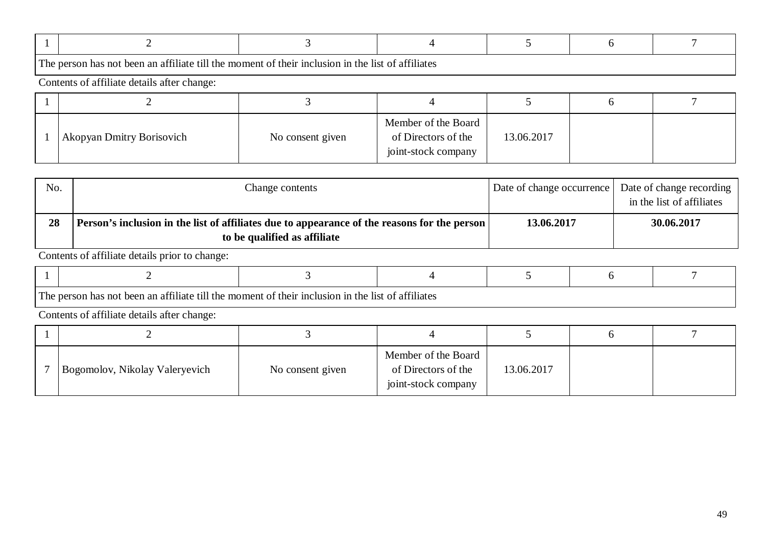| 1 | 2 | 3 | 4 | 5 | 6 | 7 |
|---|---|---|---|---|---|---|
| The person has not been an affiliate till the moment of their inclusion in the list of affiliates | | | | | | |

Contents of affiliate details after change:

| 1 | 2 | 3 | 4 | 5 | 6 | 7 |
|---|---|---|---|---|---|---|
| 1 | Akopyan Dmitry Borisovich | No consent given | Member of the Board of Directors of the joint-stock company | 13.06.2017 | | |

| No. | Change contents | Date of change occurrence | Date of change recording in the list of affiliates |
|---|---|---|---|
| **28** | **Person's inclusion in the list of affiliates due to appearance of the reasons for the person to be qualified as affiliate** | **13.06.2017** | **30.06.2017** |

Contents of affiliate details prior to change:

| 1 | 2 | 3 | 4 | 5 | 6 | 7 |
|---|---|---|---|---|---|---|
| The person has not been an affiliate till the moment of their inclusion in the list of affiliates | | | | | | |

Contents of affiliate details after change:

| 1 | 2 | 3 | 4 | 5 | 6 | 7 |
|---|---|---|---|---|---|---|
| 7 | Bogomolov, Nikolay Valeryevich | No consent given | Member of the Board of Directors of the joint-stock company | 13.06.2017 | | |